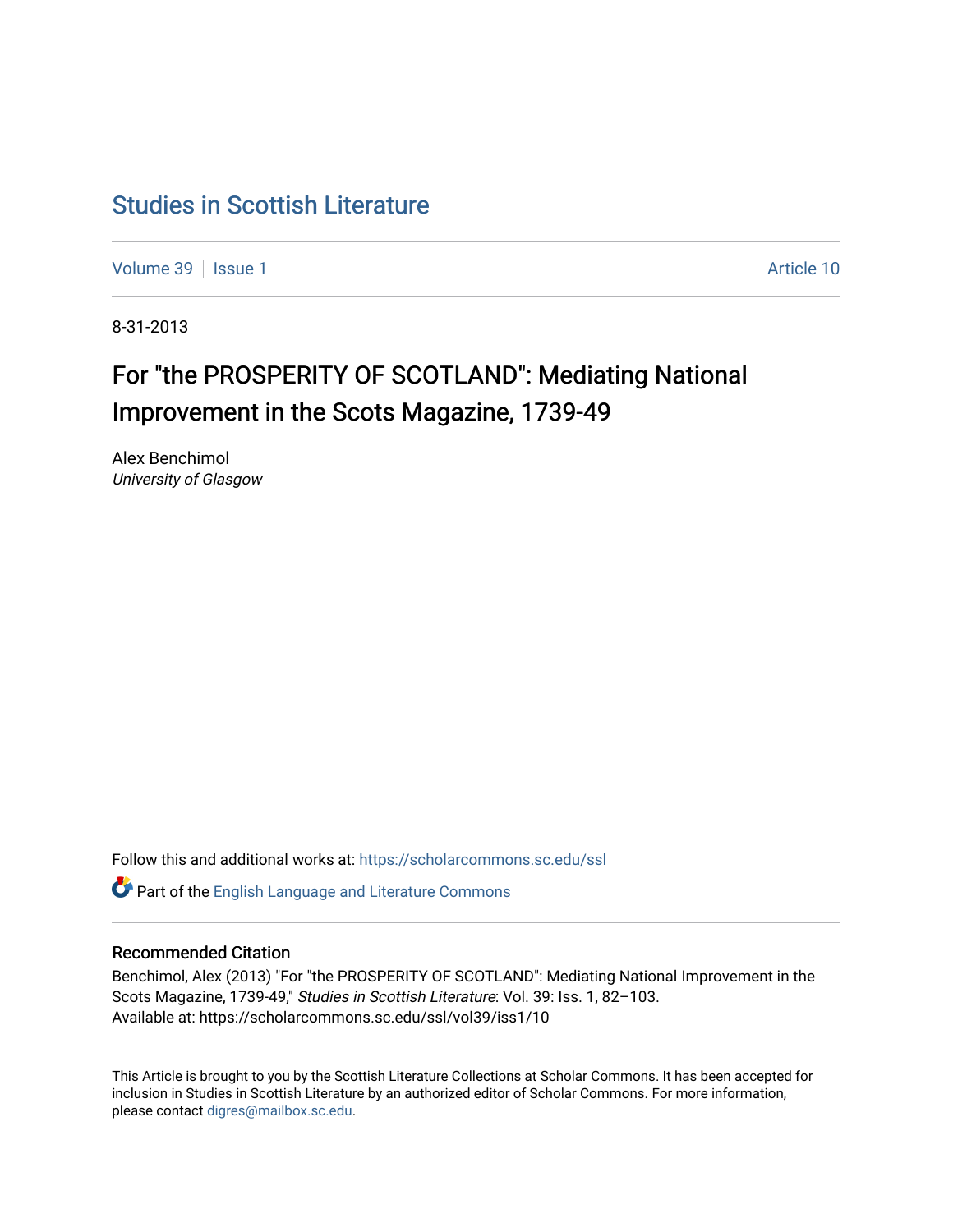# Studies in Scottish Literature

Volume 39 | Issue 1 | Article 10

8-31-2013

## For "the PROSPERITY OF SCOTLAND": Mediating National Improvement in the Scots Magazine, 1739-49

Alex Benchimol
*University of Glasgow*

Follow this and additional works at: https://scholarcommons.sc.edu/ssl

Part of the English Language and Literature Commons

### Recommended Citation

Benchimol, Alex (2013) "For "the PROSPERITY OF SCOTLAND": Mediating National Improvement in the Scots Magazine, 1739-49," *Studies in Scottish Literature*: Vol. 39: Iss. 1, 82–103.
Available at: https://scholarcommons.sc.edu/ssl/vol39/iss1/10

This Article is brought to you by the Scottish Literature Collections at Scholar Commons. It has been accepted for inclusion in Studies in Scottish Literature by an authorized editor of Scholar Commons. For more information, please contact digres@mailbox.sc.edu.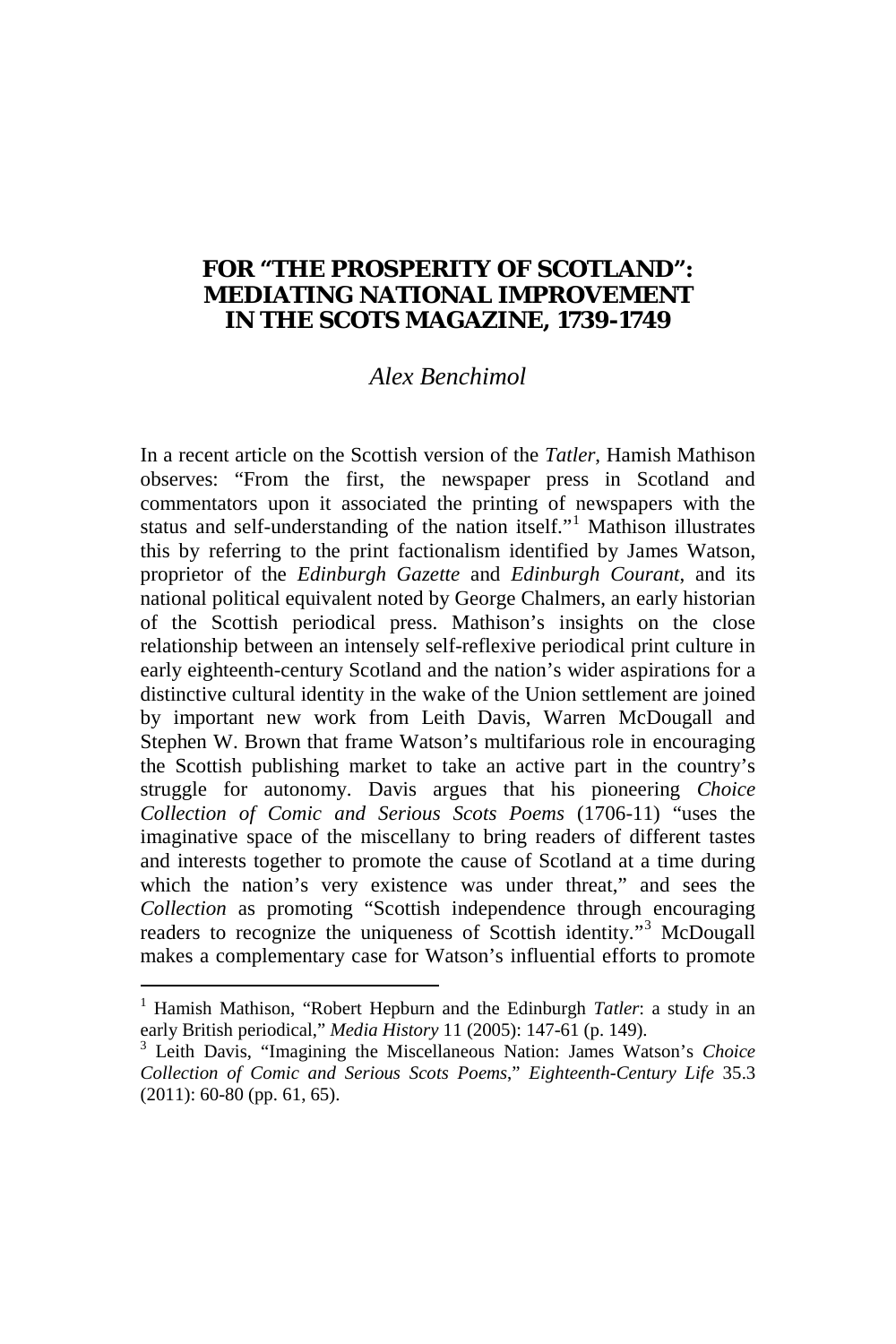# FOR "THE PROSPERITY OF SCOTLAND": MEDIATING NATIONAL IMPROVEMENT IN THE SCOTS MAGAZINE, 1739-1749

*Alex Benchimol*

In a recent article on the Scottish version of the *Tatler*, Hamish Mathison observes: "From the first, the newspaper press in Scotland and commentators upon it associated the printing of newspapers with the status and self-understanding of the nation itself."[1] Mathison illustrates this by referring to the print factionalism identified by James Watson, proprietor of the *Edinburgh Gazette* and *Edinburgh Courant*, and its national political equivalent noted by George Chalmers, an early historian of the Scottish periodical press. Mathison's insights on the close relationship between an intensely self-reflexive periodical print culture in early eighteenth-century Scotland and the nation's wider aspirations for a distinctive cultural identity in the wake of the Union settlement are joined by important new work from Leith Davis, Warren McDougall and Stephen W. Brown that frame Watson's multifarious role in encouraging the Scottish publishing market to take an active part in the country's struggle for autonomy. Davis argues that his pioneering *Choice Collection of Comic and Serious Scots Poems* (1706-11) "uses the imaginative space of the miscellany to bring readers of different tastes and interests together to promote the cause of Scotland at a time during which the nation's very existence was under threat," and sees the *Collection* as promoting "Scottish independence through encouraging readers to recognize the uniqueness of Scottish identity."[3] McDougall makes a complementary case for Watson's influential efforts to promote

[1] Hamish Mathison, "Robert Hepburn and the Edinburgh *Tatler*: a study in an early British periodical," *Media History* 11 (2005): 147-61 (p. 149).

[3] Leith Davis, "Imagining the Miscellaneous Nation: James Watson's *Choice Collection of Comic and Serious Scots Poems*," *Eighteenth-Century Life* 35.3 (2011): 60-80 (pp. 61, 65).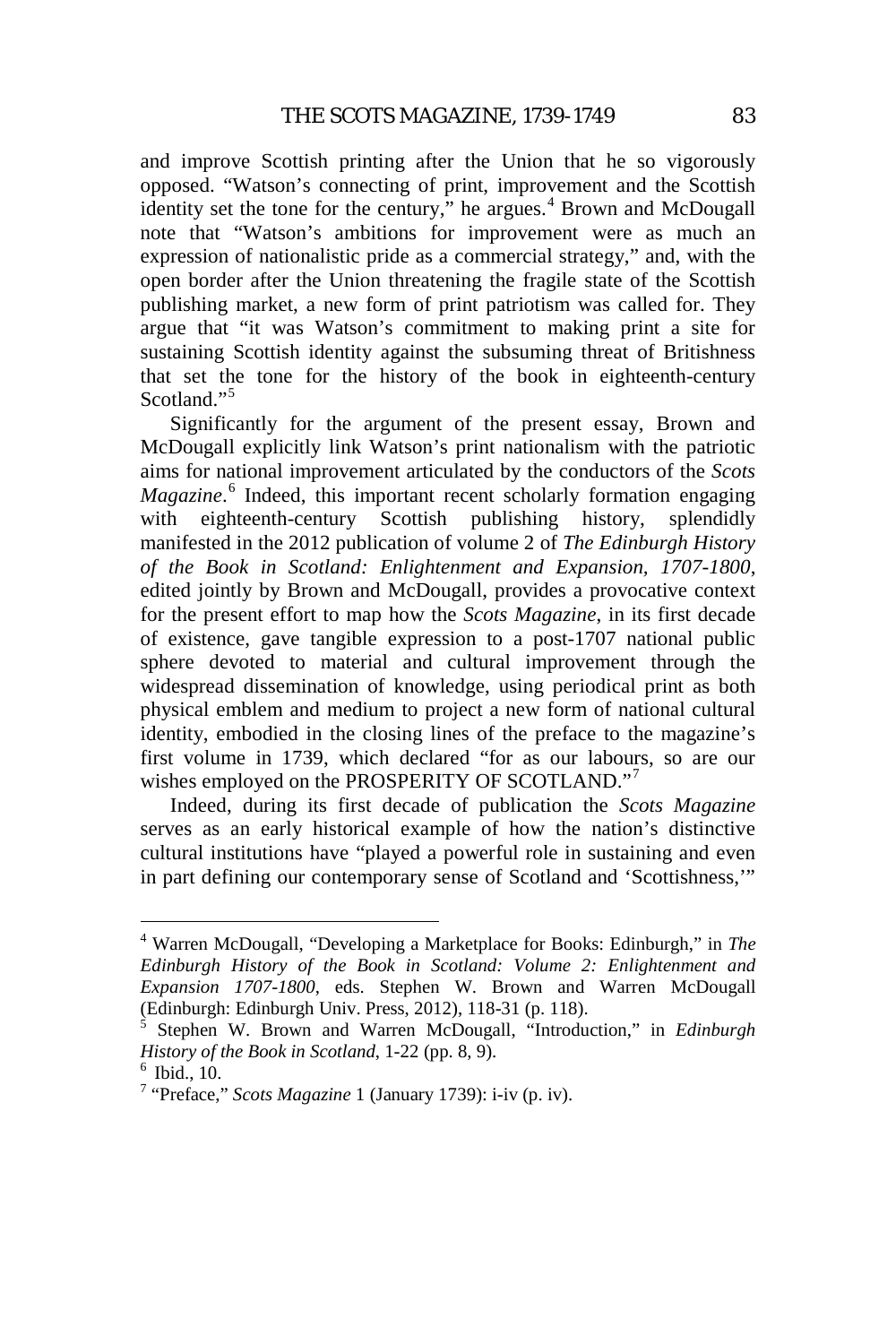and improve Scottish printing after the Union that he so vigorously opposed. "Watson's connecting of print, improvement and the Scottish identity set the tone for the century," he argues.[4] Brown and McDougall note that "Watson's ambitions for improvement were as much an expression of nationalistic pride as a commercial strategy," and, with the open border after the Union threatening the fragile state of the Scottish publishing market, a new form of print patriotism was called for. They argue that "it was Watson's commitment to making print a site for sustaining Scottish identity against the subsuming threat of Britishness that set the tone for the history of the book in eighteenth-century Scotland."[5]

Significantly for the argument of the present essay, Brown and McDougall explicitly link Watson's print nationalism with the patriotic aims for national improvement articulated by the conductors of the *Scots Magazine*.[6] Indeed, this important recent scholarly formation engaging with eighteenth-century Scottish publishing history, splendidly manifested in the 2012 publication of volume 2 of *The Edinburgh History of the Book in Scotland: Enlightenment and Expansion, 1707-1800*, edited jointly by Brown and McDougall, provides a provocative context for the present effort to map how the *Scots Magazine*, in its first decade of existence, gave tangible expression to a post-1707 national public sphere devoted to material and cultural improvement through the widespread dissemination of knowledge, using periodical print as both physical emblem and medium to project a new form of national cultural identity, embodied in the closing lines of the preface to the magazine's first volume in 1739, which declared "for as our labours, so are our wishes employed on the PROSPERITY OF SCOTLAND."[7]

Indeed, during its first decade of publication the *Scots Magazine* serves as an early historical example of how the nation's distinctive cultural institutions have "played a powerful role in sustaining and even in part defining our contemporary sense of Scotland and 'Scottishness,'"

---

[4] Warren McDougall, "Developing a Marketplace for Books: Edinburgh," in *The Edinburgh History of the Book in Scotland: Volume 2: Enlightenment and Expansion 1707-1800*, eds. Stephen W. Brown and Warren McDougall (Edinburgh: Edinburgh Univ. Press, 2012), 118-31 (p. 118).

[5] Stephen W. Brown and Warren McDougall, "Introduction," in *Edinburgh History of the Book in Scotland*, 1-22 (pp. 8, 9).

[6] Ibid., 10.

[7] "Preface," *Scots Magazine* 1 (January 1739): i-iv (p. iv).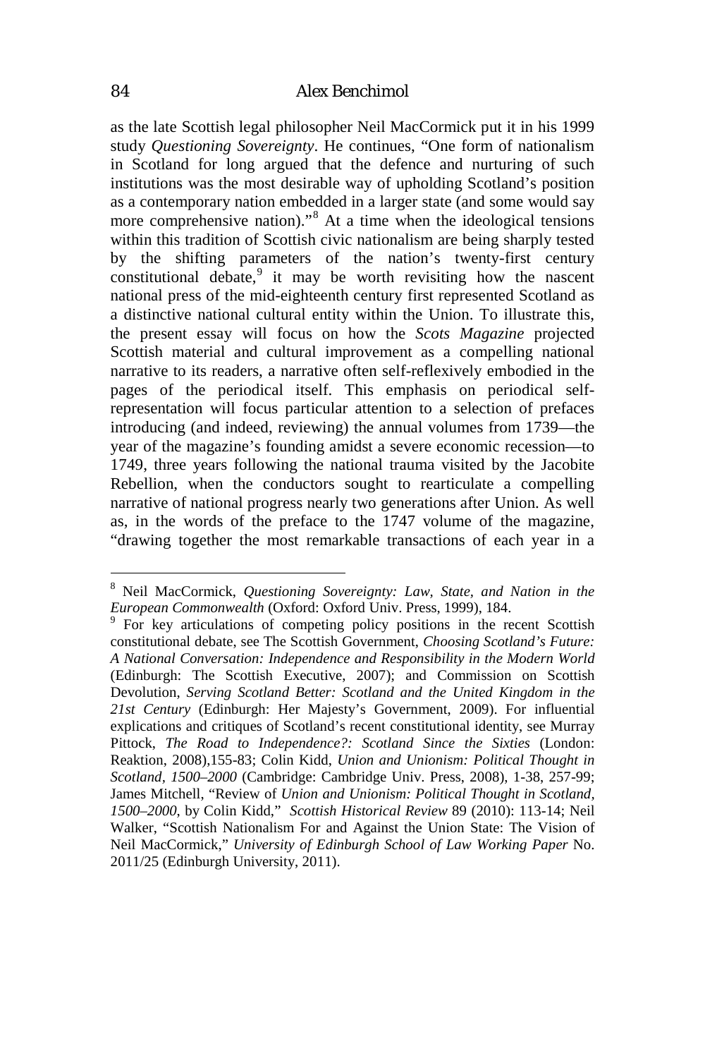as the late Scottish legal philosopher Neil MacCormick put it in his 1999 study *Questioning Sovereignty*. He continues, "One form of nationalism in Scotland for long argued that the defence and nurturing of such institutions was the most desirable way of upholding Scotland's position as a contemporary nation embedded in a larger state (and some would say more comprehensive nation)."[8] At a time when the ideological tensions within this tradition of Scottish civic nationalism are being sharply tested by the shifting parameters of the nation's twenty-first century constitutional debate,[9] it may be worth revisiting how the nascent national press of the mid-eighteenth century first represented Scotland as a distinctive national cultural entity within the Union. To illustrate this, the present essay will focus on how the *Scots Magazine* projected Scottish material and cultural improvement as a compelling national narrative to its readers, a narrative often self-reflexively embodied in the pages of the periodical itself. This emphasis on periodical self-representation will focus particular attention to a selection of prefaces introducing (and indeed, reviewing) the annual volumes from 1739—the year of the magazine's founding amidst a severe economic recession—to 1749, three years following the national trauma visited by the Jacobite Rebellion, when the conductors sought to rearticulate a compelling narrative of national progress nearly two generations after Union. As well as, in the words of the preface to the 1747 volume of the magazine, "drawing together the most remarkable transactions of each year in a

---

[8] Neil MacCormick, *Questioning Sovereignty: Law, State, and Nation in the European Commonwealth* (Oxford: Oxford Univ. Press, 1999), 184.

[9] For key articulations of competing policy positions in the recent Scottish constitutional debate, see The Scottish Government, *Choosing Scotland's Future: A National Conversation: Independence and Responsibility in the Modern World* (Edinburgh: The Scottish Executive, 2007); and Commission on Scottish Devolution, *Serving Scotland Better: Scotland and the United Kingdom in the 21st Century* (Edinburgh: Her Majesty's Government, 2009). For influential explications and critiques of Scotland's recent constitutional identity, see Murray Pittock, *The Road to Independence?: Scotland Since the Sixties* (London: Reaktion, 2008),155-83; Colin Kidd, *Union and Unionism: Political Thought in Scotland, 1500–2000* (Cambridge: Cambridge Univ. Press, 2008), 1-38, 257-99; James Mitchell, "Review of *Union and Unionism: Political Thought in Scotland, 1500–2000*, by Colin Kidd," *Scottish Historical Review* 89 (2010): 113-14; Neil Walker, "Scottish Nationalism For and Against the Union State: The Vision of Neil MacCormick," *University of Edinburgh School of Law Working Paper* No. 2011/25 (Edinburgh University, 2011).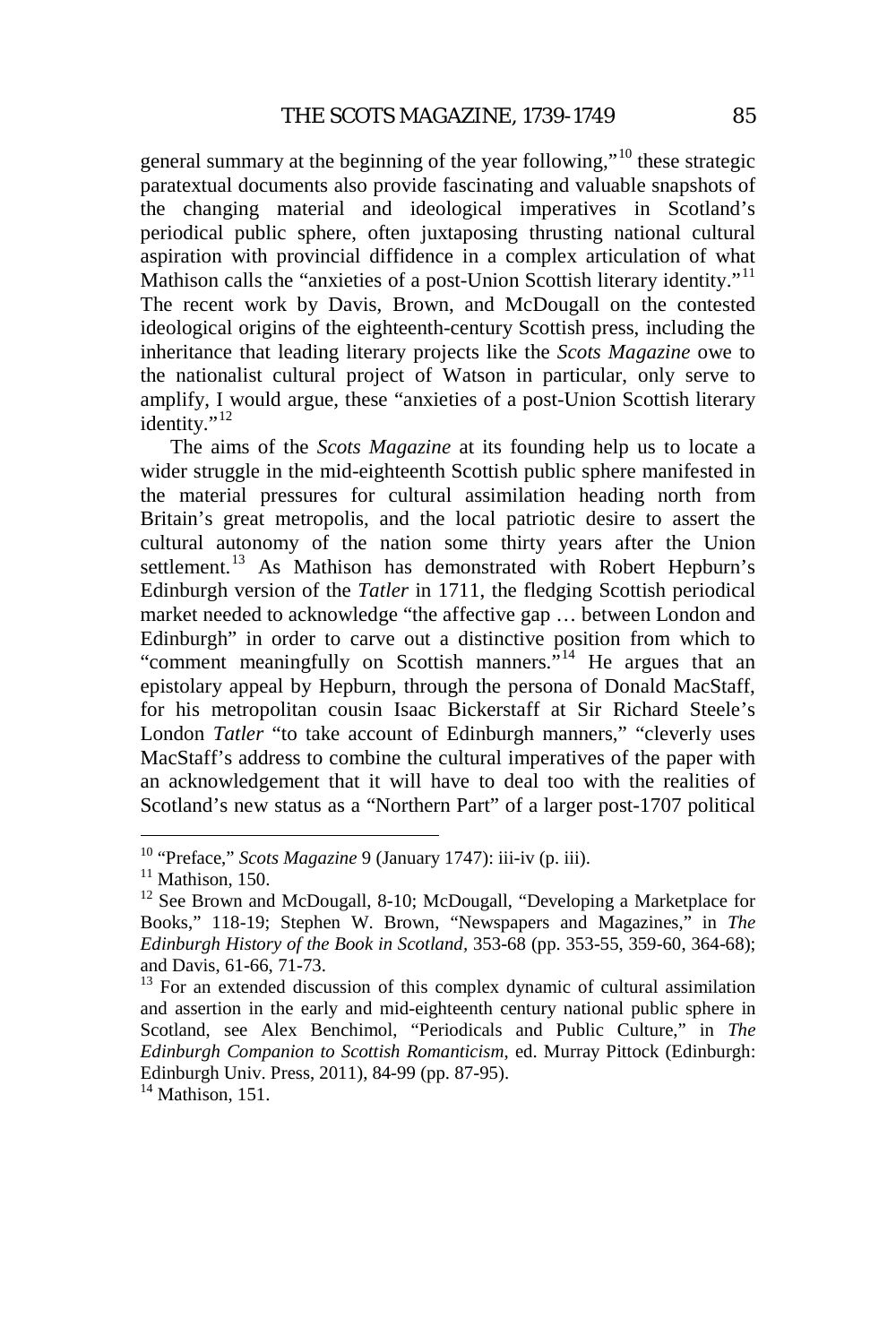general summary at the beginning of the year following,"[10] these strategic paratextual documents also provide fascinating and valuable snapshots of the changing material and ideological imperatives in Scotland's periodical public sphere, often juxtaposing thrusting national cultural aspiration with provincial diffidence in a complex articulation of what Mathison calls the "anxieties of a post-Union Scottish literary identity."[11] The recent work by Davis, Brown, and McDougall on the contested ideological origins of the eighteenth-century Scottish press, including the inheritance that leading literary projects like the *Scots Magazine* owe to the nationalist cultural project of Watson in particular, only serve to amplify, I would argue, these "anxieties of a post-Union Scottish literary identity."[12]

The aims of the *Scots Magazine* at its founding help us to locate a wider struggle in the mid-eighteenth Scottish public sphere manifested in the material pressures for cultural assimilation heading north from Britain's great metropolis, and the local patriotic desire to assert the cultural autonomy of the nation some thirty years after the Union settlement.[13] As Mathison has demonstrated with Robert Hepburn's Edinburgh version of the *Tatler* in 1711, the fledging Scottish periodical market needed to acknowledge "the affective gap … between London and Edinburgh" in order to carve out a distinctive position from which to "comment meaningfully on Scottish manners."[14] He argues that an epistolary appeal by Hepburn, through the persona of Donald MacStaff, for his metropolitan cousin Isaac Bickerstaff at Sir Richard Steele's London *Tatler* "to take account of Edinburgh manners," "cleverly uses MacStaff's address to combine the cultural imperatives of the paper with an acknowledgement that it will have to deal too with the realities of Scotland's new status as a "Northern Part" of a larger post-1707 political

---

[10] "Preface," *Scots Magazine* 9 (January 1747): iii-iv (p. iii).

[11] Mathison, 150.

[12] See Brown and McDougall, 8-10; McDougall, "Developing a Marketplace for Books," 118-19; Stephen W. Brown, "Newspapers and Magazines," in *The Edinburgh History of the Book in Scotland*, 353-68 (pp. 353-55, 359-60, 364-68); and Davis, 61-66, 71-73.

[13] For an extended discussion of this complex dynamic of cultural assimilation and assertion in the early and mid-eighteenth century national public sphere in Scotland, see Alex Benchimol, "Periodicals and Public Culture," in *The Edinburgh Companion to Scottish Romanticism*, ed. Murray Pittock (Edinburgh: Edinburgh Univ. Press, 2011), 84-99 (pp. 87-95).

[14] Mathison, 151.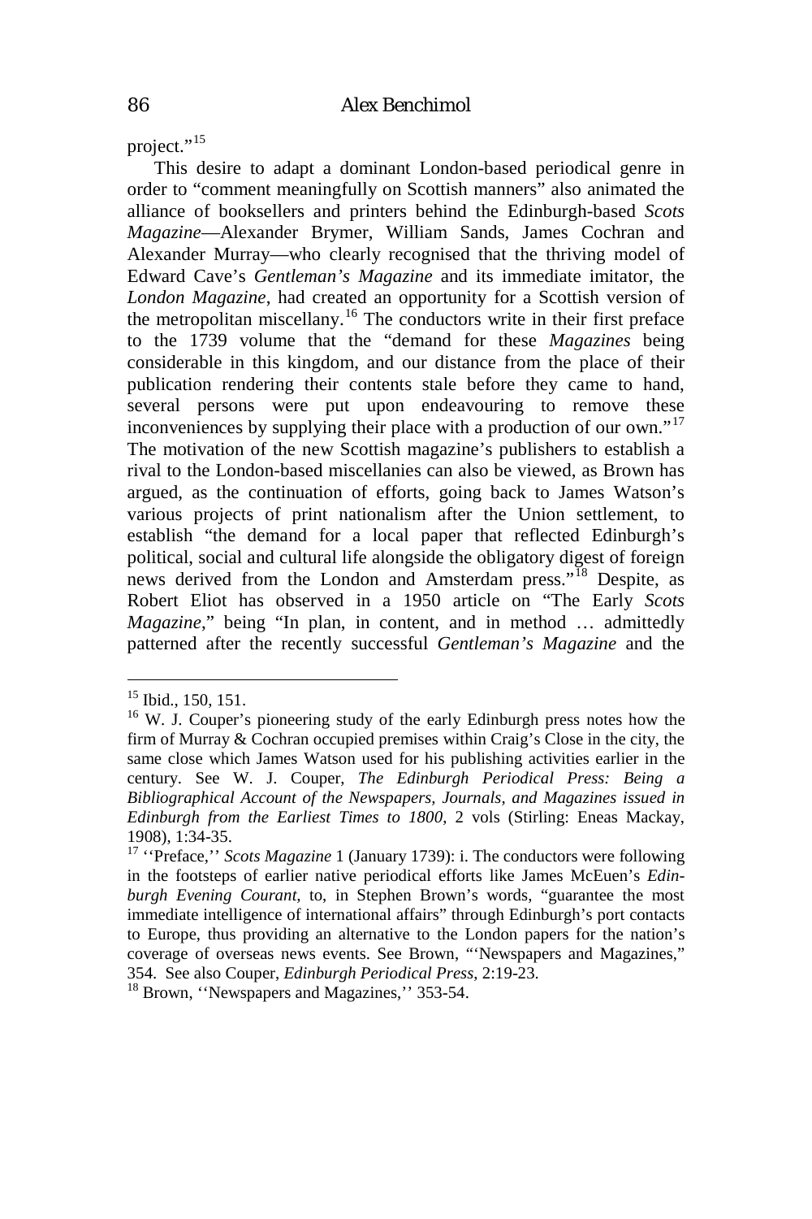project."[15]

This desire to adapt a dominant London-based periodical genre in order to "comment meaningfully on Scottish manners" also animated the alliance of booksellers and printers behind the Edinburgh-based *Scots Magazine*—Alexander Brymer, William Sands, James Cochran and Alexander Murray—who clearly recognised that the thriving model of Edward Cave's *Gentleman's Magazine* and its immediate imitator, the *London Magazine*, had created an opportunity for a Scottish version of the metropolitan miscellany.[16] The conductors write in their first preface to the 1739 volume that the "demand for these *Magazines* being considerable in this kingdom, and our distance from the place of their publication rendering their contents stale before they came to hand, several persons were put upon endeavouring to remove these inconveniences by supplying their place with a production of our own."[17] The motivation of the new Scottish magazine's publishers to establish a rival to the London-based miscellanies can also be viewed, as Brown has argued, as the continuation of efforts, going back to James Watson's various projects of print nationalism after the Union settlement, to establish "the demand for a local paper that reflected Edinburgh's political, social and cultural life alongside the obligatory digest of foreign news derived from the London and Amsterdam press."[18] Despite, as Robert Eliot has observed in a 1950 article on "The Early *Scots Magazine*," being "In plan, in content, and in method … admittedly patterned after the recently successful *Gentleman's Magazine* and the

---

[15] Ibid., 150, 151.

[16] W. J. Couper's pioneering study of the early Edinburgh press notes how the firm of Murray & Cochran occupied premises within Craig's Close in the city, the same close which James Watson used for his publishing activities earlier in the century. See W. J. Couper, *The Edinburgh Periodical Press: Being a Bibliographical Account of the Newspapers, Journals, and Magazines issued in Edinburgh from the Earliest Times to 1800*, 2 vols (Stirling: Eneas Mackay, 1908), 1:34-35.

[17] ''Preface,'' *Scots Magazine* 1 (January 1739): i. The conductors were following in the footsteps of earlier native periodical efforts like James McEuen's *Edinburgh Evening Courant*, to, in Stephen Brown's words, "guarantee the most immediate intelligence of international affairs" through Edinburgh's port contacts to Europe, thus providing an alternative to the London papers for the nation's coverage of overseas news events. See Brown, "'Newspapers and Magazines," 354. See also Couper, *Edinburgh Periodical Press*, 2:19-23.

[18] Brown, ''Newspapers and Magazines,'' 353-54.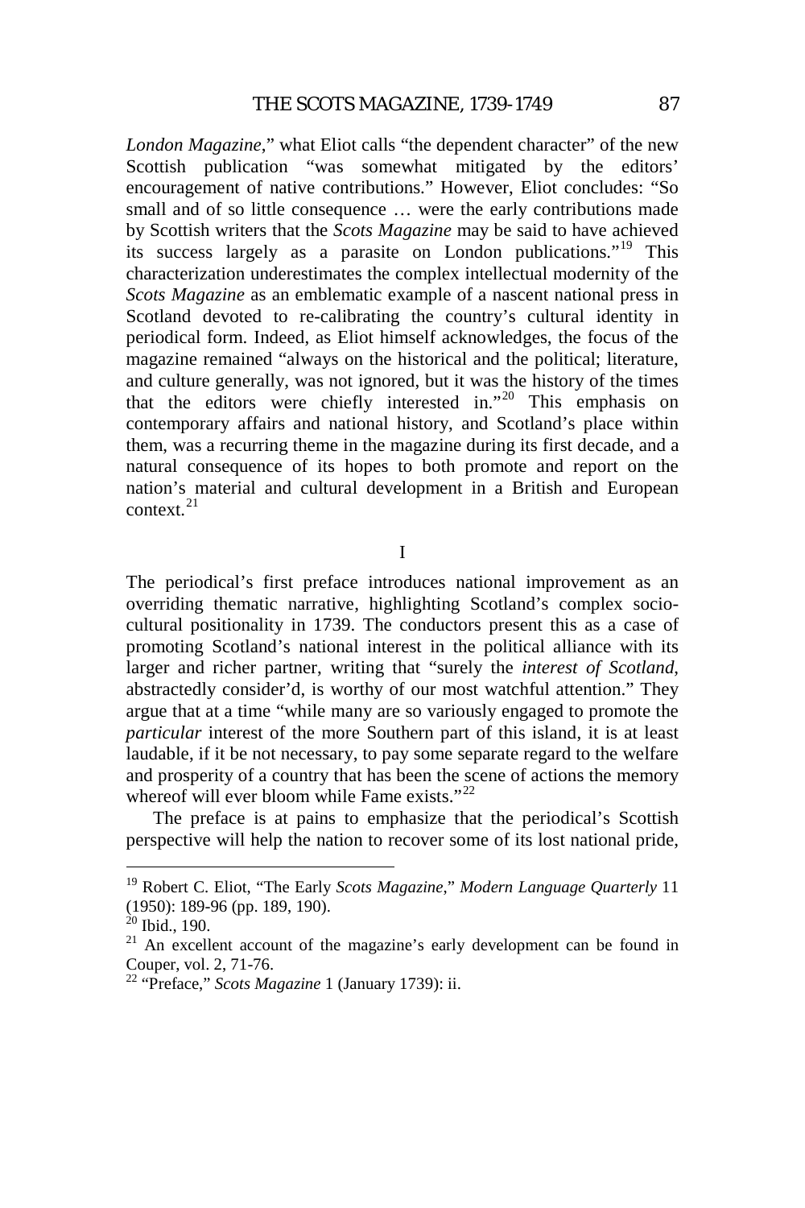*London Magazine*," what Eliot calls "the dependent character" of the new Scottish publication "was somewhat mitigated by the editors' encouragement of native contributions." However, Eliot concludes: "So small and of so little consequence … were the early contributions made by Scottish writers that the *Scots Magazine* may be said to have achieved its success largely as a parasite on London publications."[19] This characterization underestimates the complex intellectual modernity of the *Scots Magazine* as an emblematic example of a nascent national press in Scotland devoted to re-calibrating the country's cultural identity in periodical form. Indeed, as Eliot himself acknowledges, the focus of the magazine remained "always on the historical and the political; literature, and culture generally, was not ignored, but it was the history of the times that the editors were chiefly interested in."[20] This emphasis on contemporary affairs and national history, and Scotland's place within them, was a recurring theme in the magazine during its first decade, and a natural consequence of its hopes to both promote and report on the nation's material and cultural development in a British and European context.[21]

## I

The periodical's first preface introduces national improvement as an overriding thematic narrative, highlighting Scotland's complex socio-cultural positionality in 1739. The conductors present this as a case of promoting Scotland's national interest in the political alliance with its larger and richer partner, writing that "surely the *interest of Scotland*, abstractedly consider'd, is worthy of our most watchful attention." They argue that at a time "while many are so variously engaged to promote the *particular* interest of the more Southern part of this island, it is at least laudable, if it be not necessary, to pay some separate regard to the welfare and prosperity of a country that has been the scene of actions the memory whereof will ever bloom while Fame exists."[22]

The preface is at pains to emphasize that the periodical's Scottish perspective will help the nation to recover some of its lost national pride,

---

[19] Robert C. Eliot, "The Early *Scots Magazine*," *Modern Language Quarterly* 11 (1950): 189-96 (pp. 189, 190).

[20] Ibid., 190.

[21] An excellent account of the magazine's early development can be found in Couper, vol. 2, 71-76.

[22] "Preface," *Scots Magazine* 1 (January 1739): ii.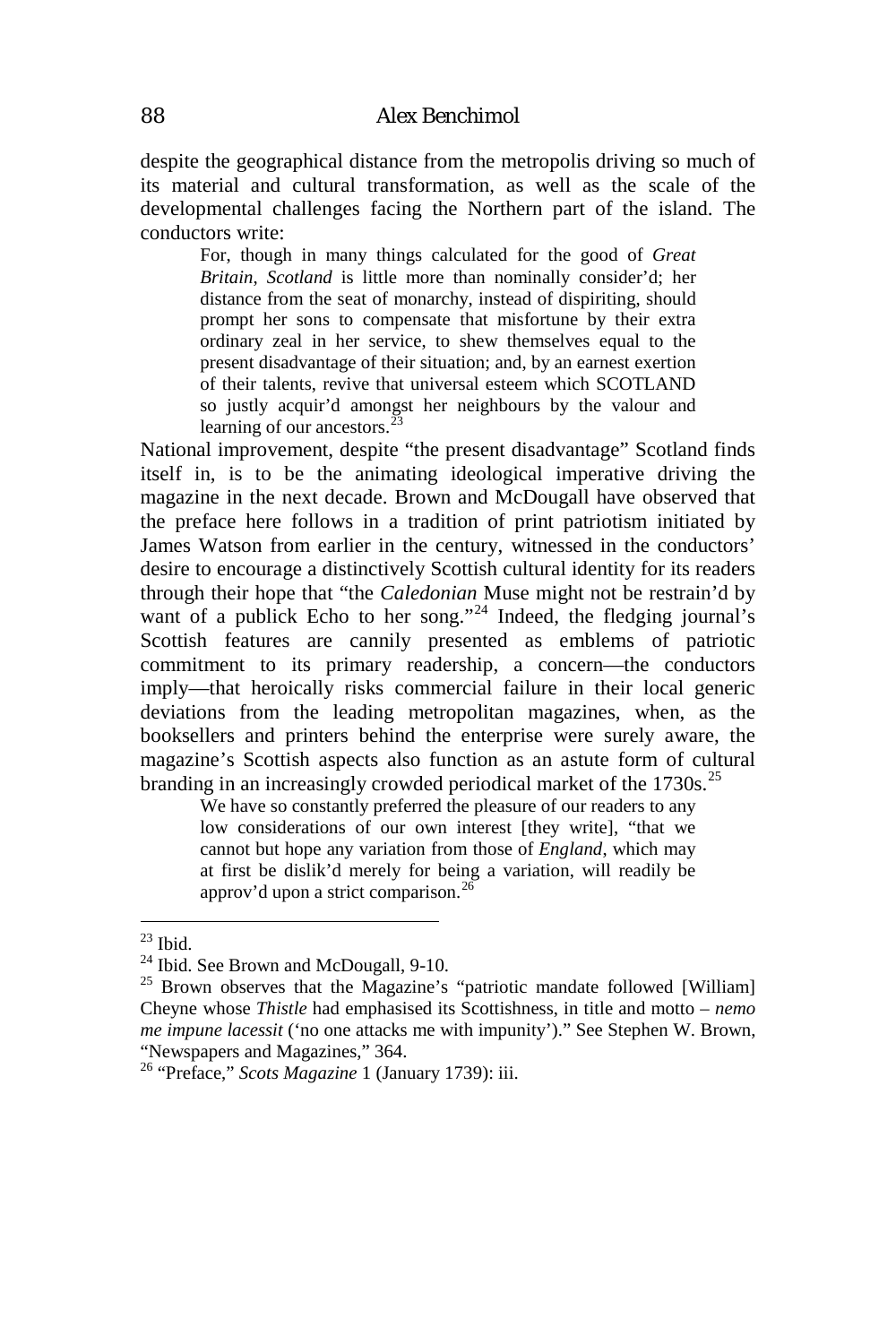despite the geographical distance from the metropolis driving so much of its material and cultural transformation, as well as the scale of the developmental challenges facing the Northern part of the island. The conductors write:

> For, though in many things calculated for the good of *Great Britain*, *Scotland* is little more than nominally consider'd; her distance from the seat of monarchy, instead of dispiriting, should prompt her sons to compensate that misfortune by their extra ordinary zeal in her service, to shew themselves equal to the present disadvantage of their situation; and, by an earnest exertion of their talents, revive that universal esteem which SCOTLAND so justly acquir'd amongst her neighbours by the valour and learning of our ancestors.[23]

National improvement, despite "the present disadvantage" Scotland finds itself in, is to be the animating ideological imperative driving the magazine in the next decade. Brown and McDougall have observed that the preface here follows in a tradition of print patriotism initiated by James Watson from earlier in the century, witnessed in the conductors' desire to encourage a distinctively Scottish cultural identity for its readers through their hope that "the *Caledonian* Muse might not be restrain'd by want of a publick Echo to her song."[24] Indeed, the fledging journal's Scottish features are cannily presented as emblems of patriotic commitment to its primary readership, a concern—the conductors imply—that heroically risks commercial failure in their local generic deviations from the leading metropolitan magazines, when, as the booksellers and printers behind the enterprise were surely aware, the magazine's Scottish aspects also function as an astute form of cultural branding in an increasingly crowded periodical market of the 1730s.[25]

> We have so constantly preferred the pleasure of our readers to any low considerations of our own interest [they write], "that we cannot but hope any variation from those of *England*, which may at first be dislik'd merely for being a variation, will readily be approv'd upon a strict comparison.[26]

---

[23] Ibid.

[24] Ibid. See Brown and McDougall, 9-10.

[25] Brown observes that the Magazine's "patriotic mandate followed [William] Cheyne whose *Thistle* had emphasised its Scottishness, in title and motto – *nemo me impune lacessit* ('no one attacks me with impunity')." See Stephen W. Brown, "Newspapers and Magazines," 364.

[26] "Preface," *Scots Magazine* 1 (January 1739): iii.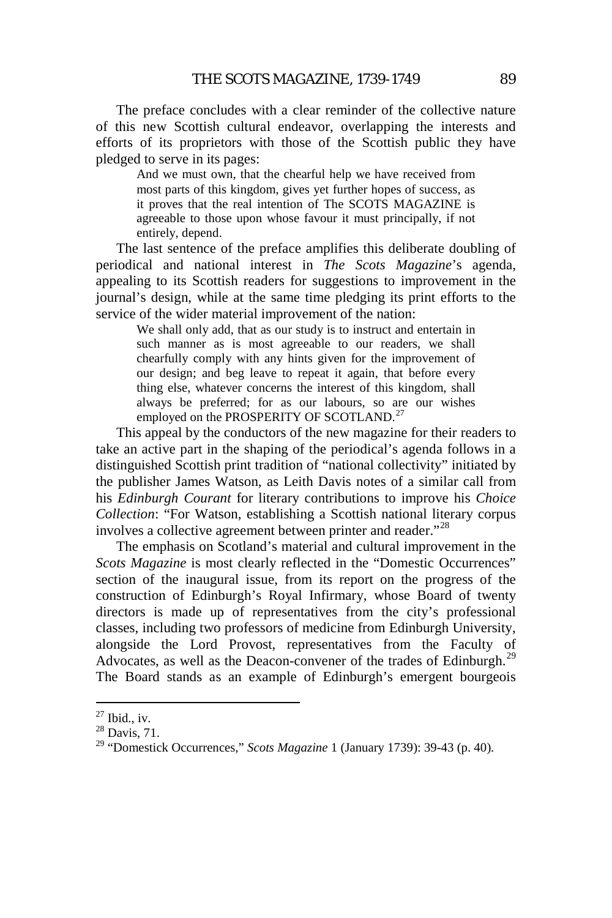The preface concludes with a clear reminder of the collective nature of this new Scottish cultural endeavor, overlapping the interests and efforts of its proprietors with those of the Scottish public they have pledged to serve in its pages:

> And we must own, that the chearful help we have received from most parts of this kingdom, gives yet further hopes of success, as it proves that the real intention of The SCOTS MAGAZINE is agreeable to those upon whose favour it must principally, if not entirely, depend.

The last sentence of the preface amplifies this deliberate doubling of periodical and national interest in *The Scots Magazine*'s agenda, appealing to its Scottish readers for suggestions to improvement in the journal's design, while at the same time pledging its print efforts to the service of the wider material improvement of the nation:

> We shall only add, that as our study is to instruct and entertain in such manner as is most agreeable to our readers, we shall chearfully comply with any hints given for the improvement of our design; and beg leave to repeat it again, that before every thing else, whatever concerns the interest of this kingdom, shall always be preferred; for as our labours, so are our wishes employed on the PROSPERITY OF SCOTLAND.[27]

This appeal by the conductors of the new magazine for their readers to take an active part in the shaping of the periodical's agenda follows in a distinguished Scottish print tradition of "national collectivity" initiated by the publisher James Watson, as Leith Davis notes of a similar call from his *Edinburgh Courant* for literary contributions to improve his *Choice Collection*: "For Watson, establishing a Scottish national literary corpus involves a collective agreement between printer and reader."[28]

The emphasis on Scotland's material and cultural improvement in the *Scots Magazine* is most clearly reflected in the "Domestic Occurrences" section of the inaugural issue, from its report on the progress of the construction of Edinburgh's Royal Infirmary, whose Board of twenty directors is made up of representatives from the city's professional classes, including two professors of medicine from Edinburgh University, alongside the Lord Provost, representatives from the Faculty of Advocates, as well as the Deacon-convener of the trades of Edinburgh.[29] The Board stands as an example of Edinburgh's emergent bourgeois

---

[27] Ibid., iv.

[28] Davis, 71.

[29] "Domestick Occurrences," *Scots Magazine* 1 (January 1739): 39-43 (p. 40).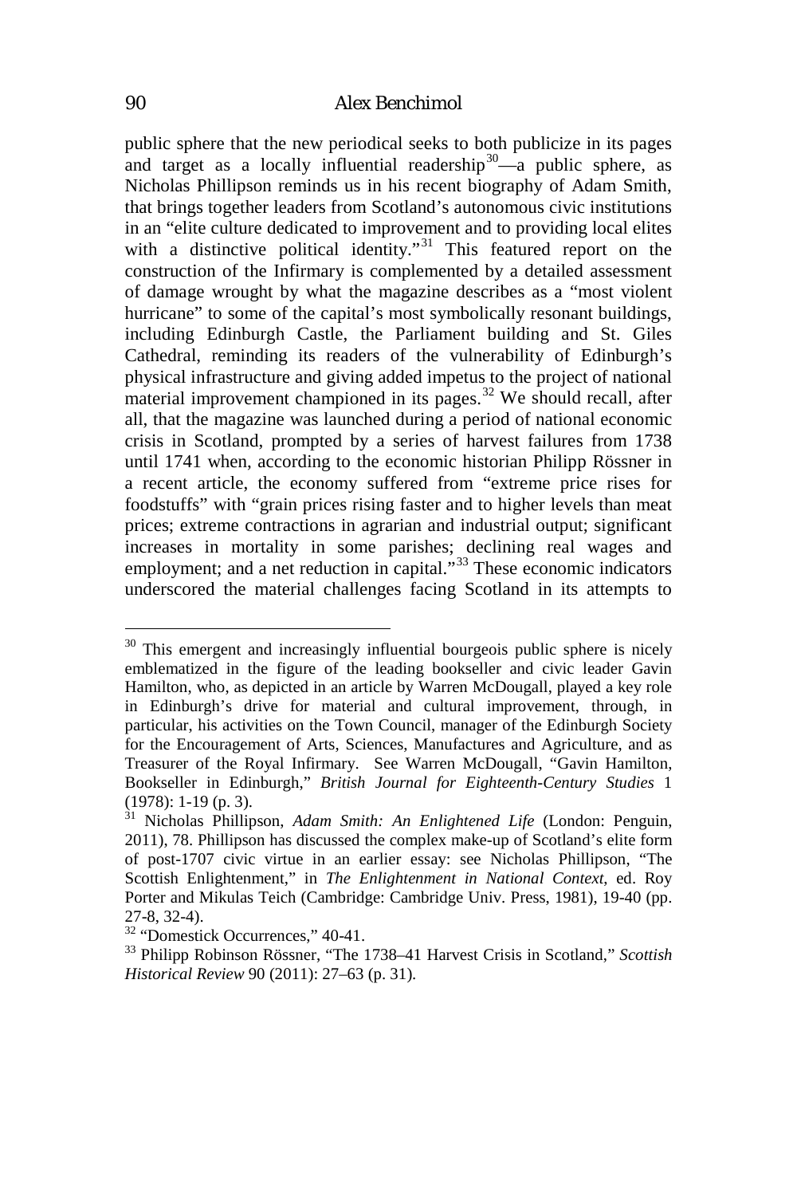public sphere that the new periodical seeks to both publicize in its pages and target as a locally influential readership[30]—a public sphere, as Nicholas Phillipson reminds us in his recent biography of Adam Smith, that brings together leaders from Scotland's autonomous civic institutions in an "elite culture dedicated to improvement and to providing local elites with a distinctive political identity."[31] This featured report on the construction of the Infirmary is complemented by a detailed assessment of damage wrought by what the magazine describes as a "most violent hurricane" to some of the capital's most symbolically resonant buildings, including Edinburgh Castle, the Parliament building and St. Giles Cathedral, reminding its readers of the vulnerability of Edinburgh's physical infrastructure and giving added impetus to the project of national material improvement championed in its pages.[32] We should recall, after all, that the magazine was launched during a period of national economic crisis in Scotland, prompted by a series of harvest failures from 1738 until 1741 when, according to the economic historian Philipp Rössner in a recent article, the economy suffered from "extreme price rises for foodstuffs" with "grain prices rising faster and to higher levels than meat prices; extreme contractions in agrarian and industrial output; significant increases in mortality in some parishes; declining real wages and employment; and a net reduction in capital."[33] These economic indicators underscored the material challenges facing Scotland in its attempts to

---

[30] This emergent and increasingly influential bourgeois public sphere is nicely emblematized in the figure of the leading bookseller and civic leader Gavin Hamilton, who, as depicted in an article by Warren McDougall, played a key role in Edinburgh's drive for material and cultural improvement, through, in particular, his activities on the Town Council, manager of the Edinburgh Society for the Encouragement of Arts, Sciences, Manufactures and Agriculture, and as Treasurer of the Royal Infirmary. See Warren McDougall, "Gavin Hamilton, Bookseller in Edinburgh," *British Journal for Eighteenth-Century Studies* 1 (1978): 1-19 (p. 3).

[31] Nicholas Phillipson, *Adam Smith: An Enlightened Life* (London: Penguin, 2011), 78. Phillipson has discussed the complex make-up of Scotland's elite form of post-1707 civic virtue in an earlier essay: see Nicholas Phillipson, "The Scottish Enlightenment," in *The Enlightenment in National Context*, ed. Roy Porter and Mikulas Teich (Cambridge: Cambridge Univ. Press, 1981), 19-40 (pp. 27-8, 32-4).

[32] "Domestick Occurrences," 40-41.

[33] Philipp Robinson Rössner, "The 1738–41 Harvest Crisis in Scotland," *Scottish Historical Review* 90 (2011): 27–63 (p. 31).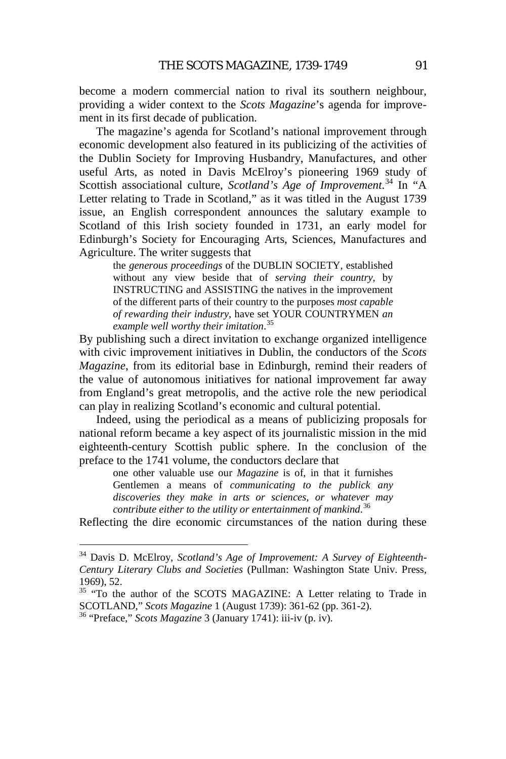become a modern commercial nation to rival its southern neighbour, providing a wider context to the *Scots Magazine*'s agenda for improvement in its first decade of publication.

The magazine's agenda for Scotland's national improvement through economic development also featured in its publicizing of the activities of the Dublin Society for Improving Husbandry, Manufactures, and other useful Arts, as noted in Davis McElroy's pioneering 1969 study of Scottish associational culture, *Scotland's Age of Improvement*.[34] In "A Letter relating to Trade in Scotland," as it was titled in the August 1739 issue, an English correspondent announces the salutary example to Scotland of this Irish society founded in 1731, an early model for Edinburgh's Society for Encouraging Arts, Sciences, Manufactures and Agriculture. The writer suggests that

> the *generous proceedings* of the DUBLIN SOCIETY, established without any view beside that of *serving their country*, by INSTRUCTING and ASSISTING the natives in the improvement of the different parts of their country to the purposes *most capable of rewarding their industry*, have set YOUR COUNTRYMEN *an example well worthy their imitation*.[35]

By publishing such a direct invitation to exchange organized intelligence with civic improvement initiatives in Dublin, the conductors of the *Scots Magazine*, from its editorial base in Edinburgh, remind their readers of the value of autonomous initiatives for national improvement far away from England's great metropolis, and the active role the new periodical can play in realizing Scotland's economic and cultural potential.

Indeed, using the periodical as a means of publicizing proposals for national reform became a key aspect of its journalistic mission in the mid eighteenth-century Scottish public sphere. In the conclusion of the preface to the 1741 volume, the conductors declare that

> one other valuable use our *Magazine* is of, in that it furnishes Gentlemen a means of *communicating to the publick any discoveries they make in arts or sciences, or whatever may contribute either to the utility or entertainment of mankind*.[36]

Reflecting the dire economic circumstances of the nation during these

---

[34] Davis D. McElroy, *Scotland's Age of Improvement: A Survey of Eighteenth-Century Literary Clubs and Societies* (Pullman: Washington State Univ. Press, 1969), 52.

[35] "To the author of the SCOTS MAGAZINE: A Letter relating to Trade in SCOTLAND," *Scots Magazine* 1 (August 1739): 361-62 (pp. 361-2).

[36] "Preface," *Scots Magazine* 3 (January 1741): iii-iv (p. iv).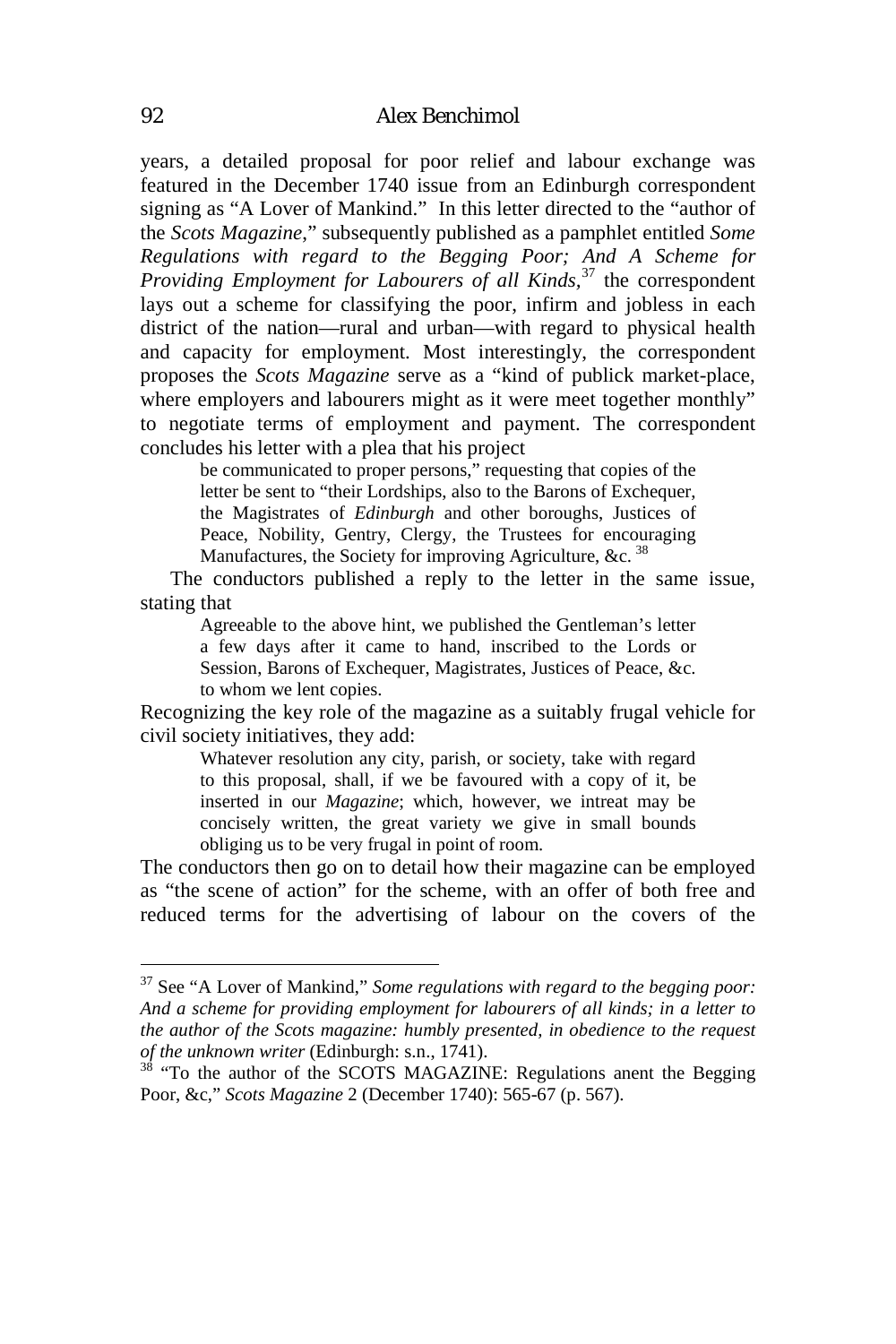years, a detailed proposal for poor relief and labour exchange was featured in the December 1740 issue from an Edinburgh correspondent signing as "A Lover of Mankind." In this letter directed to the "author of the *Scots Magazine*," subsequently published as a pamphlet entitled *Some Regulations with regard to the Begging Poor; And A Scheme for Providing Employment for Labourers of all Kinds*,[37] the correspondent lays out a scheme for classifying the poor, infirm and jobless in each district of the nation—rural and urban—with regard to physical health and capacity for employment. Most interestingly, the correspondent proposes the *Scots Magazine* serve as a "kind of publick market-place, where employers and labourers might as it were meet together monthly" to negotiate terms of employment and payment. The correspondent concludes his letter with a plea that his project

> be communicated to proper persons," requesting that copies of the letter be sent to "their Lordships, also to the Barons of Exchequer, the Magistrates of *Edinburgh* and other boroughs, Justices of Peace, Nobility, Gentry, Clergy, the Trustees for encouraging Manufactures, the Society for improving Agriculture, &c. [38]

The conductors published a reply to the letter in the same issue, stating that

> Agreeable to the above hint, we published the Gentleman's letter a few days after it came to hand, inscribed to the Lords or Session, Barons of Exchequer, Magistrates, Justices of Peace, &c. to whom we lent copies.

Recognizing the key role of the magazine as a suitably frugal vehicle for civil society initiatives, they add:

> Whatever resolution any city, parish, or society, take with regard to this proposal, shall, if we be favoured with a copy of it, be inserted in our *Magazine*; which, however, we intreat may be concisely written, the great variety we give in small bounds obliging us to be very frugal in point of room.

The conductors then go on to detail how their magazine can be employed as "the scene of action" for the scheme, with an offer of both free and reduced terms for the advertising of labour on the covers of the

---

[37] See "A Lover of Mankind," *Some regulations with regard to the begging poor: And a scheme for providing employment for labourers of all kinds; in a letter to the author of the Scots magazine: humbly presented, in obedience to the request of the unknown writer* (Edinburgh: s.n., 1741).

[38] "To the author of the SCOTS MAGAZINE: Regulations anent the Begging Poor, &c," *Scots Magazine* 2 (December 1740): 565-67 (p. 567).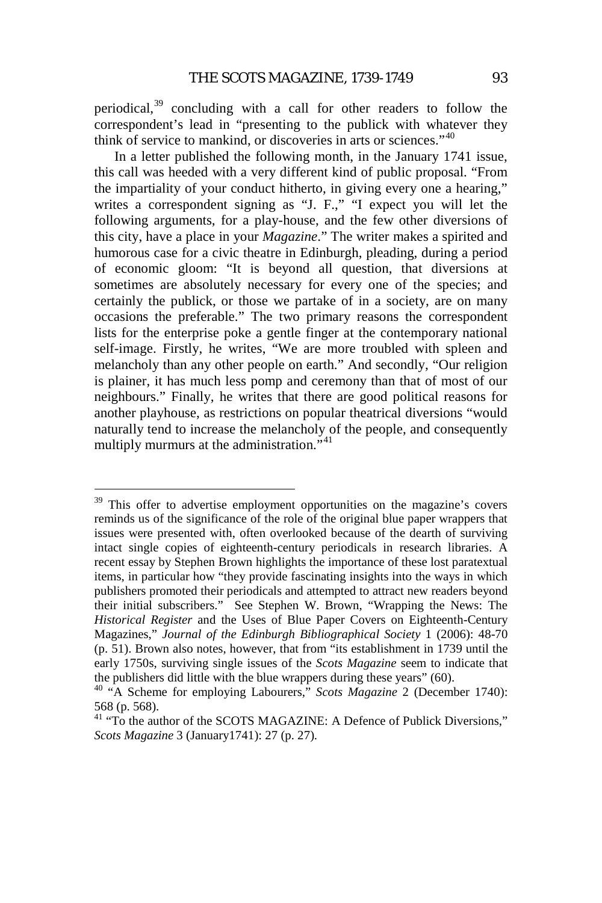periodical,[39] concluding with a call for other readers to follow the correspondent's lead in "presenting to the publick with whatever they think of service to mankind, or discoveries in arts or sciences."[40]

In a letter published the following month, in the January 1741 issue, this call was heeded with a very different kind of public proposal. "From the impartiality of your conduct hitherto, in giving every one a hearing," writes a correspondent signing as "J. F.," "I expect you will let the following arguments, for a play-house, and the few other diversions of this city, have a place in your *Magazine*." The writer makes a spirited and humorous case for a civic theatre in Edinburgh, pleading, during a period of economic gloom: "It is beyond all question, that diversions at sometimes are absolutely necessary for every one of the species; and certainly the publick, or those we partake of in a society, are on many occasions the preferable." The two primary reasons the correspondent lists for the enterprise poke a gentle finger at the contemporary national self-image. Firstly, he writes, "We are more troubled with spleen and melancholy than any other people on earth." And secondly, "Our religion is plainer, it has much less pomp and ceremony than that of most of our neighbours." Finally, he writes that there are good political reasons for another playhouse, as restrictions on popular theatrical diversions "would naturally tend to increase the melancholy of the people, and consequently multiply murmurs at the administration."[41]

---

[39] This offer to advertise employment opportunities on the magazine's covers reminds us of the significance of the role of the original blue paper wrappers that issues were presented with, often overlooked because of the dearth of surviving intact single copies of eighteenth-century periodicals in research libraries. A recent essay by Stephen Brown highlights the importance of these lost paratextual items, in particular how "they provide fascinating insights into the ways in which publishers promoted their periodicals and attempted to attract new readers beyond their initial subscribers." See Stephen W. Brown, "Wrapping the News: The *Historical Register* and the Uses of Blue Paper Covers on Eighteenth-Century Magazines," *Journal of the Edinburgh Bibliographical Society* 1 (2006): 48-70 (p. 51). Brown also notes, however, that from "its establishment in 1739 until the early 1750s, surviving single issues of the *Scots Magazine* seem to indicate that the publishers did little with the blue wrappers during these years" (60).

[40] "A Scheme for employing Labourers," *Scots Magazine* 2 (December 1740): 568 (p. 568).

[41] "To the author of the SCOTS MAGAZINE: A Defence of Publick Diversions," *Scots Magazine* 3 (January1741): 27 (p. 27).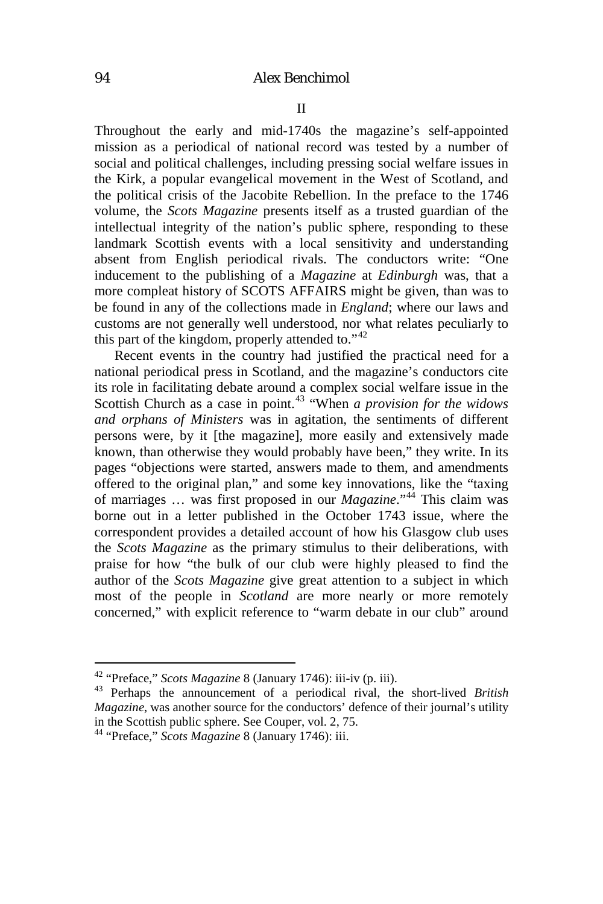## II

Throughout the early and mid-1740s the magazine's self-appointed mission as a periodical of national record was tested by a number of social and political challenges, including pressing social welfare issues in the Kirk, a popular evangelical movement in the West of Scotland, and the political crisis of the Jacobite Rebellion. In the preface to the 1746 volume, the *Scots Magazine* presents itself as a trusted guardian of the intellectual integrity of the nation's public sphere, responding to these landmark Scottish events with a local sensitivity and understanding absent from English periodical rivals. The conductors write: "One inducement to the publishing of a *Magazine* at *Edinburgh* was, that a more compleat history of SCOTS AFFAIRS might be given, than was to be found in any of the collections made in *England*; where our laws and customs are not generally well understood, nor what relates peculiarly to this part of the kingdom, properly attended to."[42]

Recent events in the country had justified the practical need for a national periodical press in Scotland, and the magazine's conductors cite its role in facilitating debate around a complex social welfare issue in the Scottish Church as a case in point.[43] "When *a provision for the widows and orphans of Ministers* was in agitation, the sentiments of different persons were, by it [the magazine], more easily and extensively made known, than otherwise they would probably have been," they write. In its pages "objections were started, answers made to them, and amendments offered to the original plan," and some key innovations, like the "taxing of marriages … was first proposed in our *Magazine*."[44] This claim was borne out in a letter published in the October 1743 issue, where the correspondent provides a detailed account of how his Glasgow club uses the *Scots Magazine* as the primary stimulus to their deliberations, with praise for how "the bulk of our club were highly pleased to find the author of the *Scots Magazine* give great attention to a subject in which most of the people in *Scotland* are more nearly or more remotely concerned," with explicit reference to "warm debate in our club" around

---

[42] "Preface," *Scots Magazine* 8 (January 1746): iii-iv (p. iii).

[43] Perhaps the announcement of a periodical rival, the short-lived *British Magazine*, was another source for the conductors' defence of their journal's utility in the Scottish public sphere. See Couper, vol. 2, 75.

[44] "Preface," *Scots Magazine* 8 (January 1746): iii.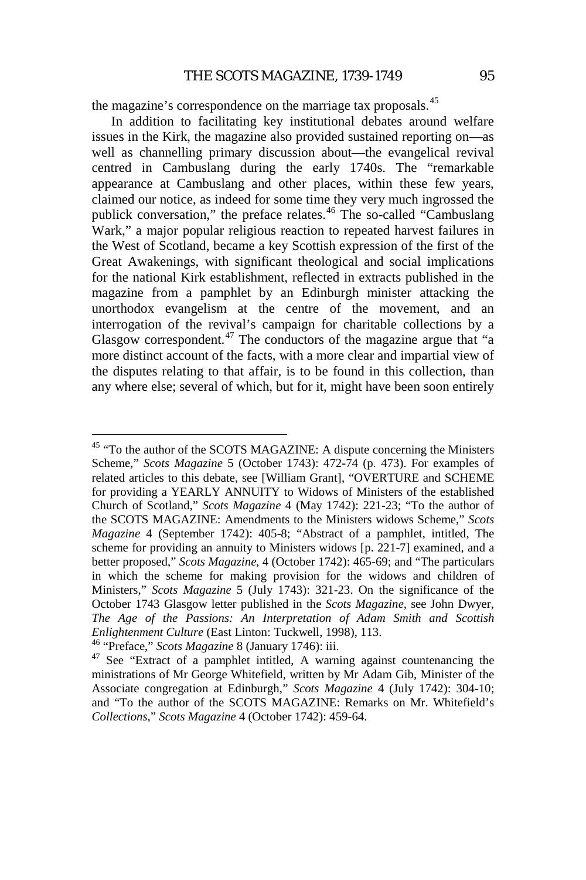the magazine's correspondence on the marriage tax proposals.[45]

In addition to facilitating key institutional debates around welfare issues in the Kirk, the magazine also provided sustained reporting on—as well as channelling primary discussion about—the evangelical revival centred in Cambuslang during the early 1740s. The "remarkable appearance at Cambuslang and other places, within these few years, claimed our notice, as indeed for some time they very much ingrossed the publick conversation," the preface relates.[46] The so-called "Cambuslang Wark," a major popular religious reaction to repeated harvest failures in the West of Scotland, became a key Scottish expression of the first of the Great Awakenings, with significant theological and social implications for the national Kirk establishment, reflected in extracts published in the magazine from a pamphlet by an Edinburgh minister attacking the unorthodox evangelism at the centre of the movement, and an interrogation of the revival's campaign for charitable collections by a Glasgow correspondent.[47] The conductors of the magazine argue that "a more distinct account of the facts, with a more clear and impartial view of the disputes relating to that affair, is to be found in this collection, than any where else; several of which, but for it, might have been soon entirely

---

[45] "To the author of the SCOTS MAGAZINE: A dispute concerning the Ministers Scheme," *Scots Magazine* 5 (October 1743): 472-74 (p. 473). For examples of related articles to this debate, see [William Grant], "OVERTURE and SCHEME for providing a YEARLY ANNUITY to Widows of Ministers of the established Church of Scotland," *Scots Magazine* 4 (May 1742): 221-23; "To the author of the SCOTS MAGAZINE: Amendments to the Ministers widows Scheme," *Scots Magazine* 4 (September 1742): 405-8; "Abstract of a pamphlet, intitled, The scheme for providing an annuity to Ministers widows [p. 221-7] examined, and a better proposed," *Scots Magazine*, 4 (October 1742): 465-69; and "The particulars in which the scheme for making provision for the widows and children of Ministers," *Scots Magazine* 5 (July 1743): 321-23. On the significance of the October 1743 Glasgow letter published in the *Scots Magazine*, see John Dwyer, *The Age of the Passions: An Interpretation of Adam Smith and Scottish Enlightenment Culture* (East Linton: Tuckwell, 1998), 113.

[46] "Preface," *Scots Magazine* 8 (January 1746): iii.

[47] See "Extract of a pamphlet intitled, A warning against countenancing the ministrations of Mr George Whitefield, written by Mr Adam Gib, Minister of the Associate congregation at Edinburgh," *Scots Magazine* 4 (July 1742): 304-10; and "To the author of the SCOTS MAGAZINE: Remarks on Mr. Whitefield's *Collections*," *Scots Magazine* 4 (October 1742): 459-64.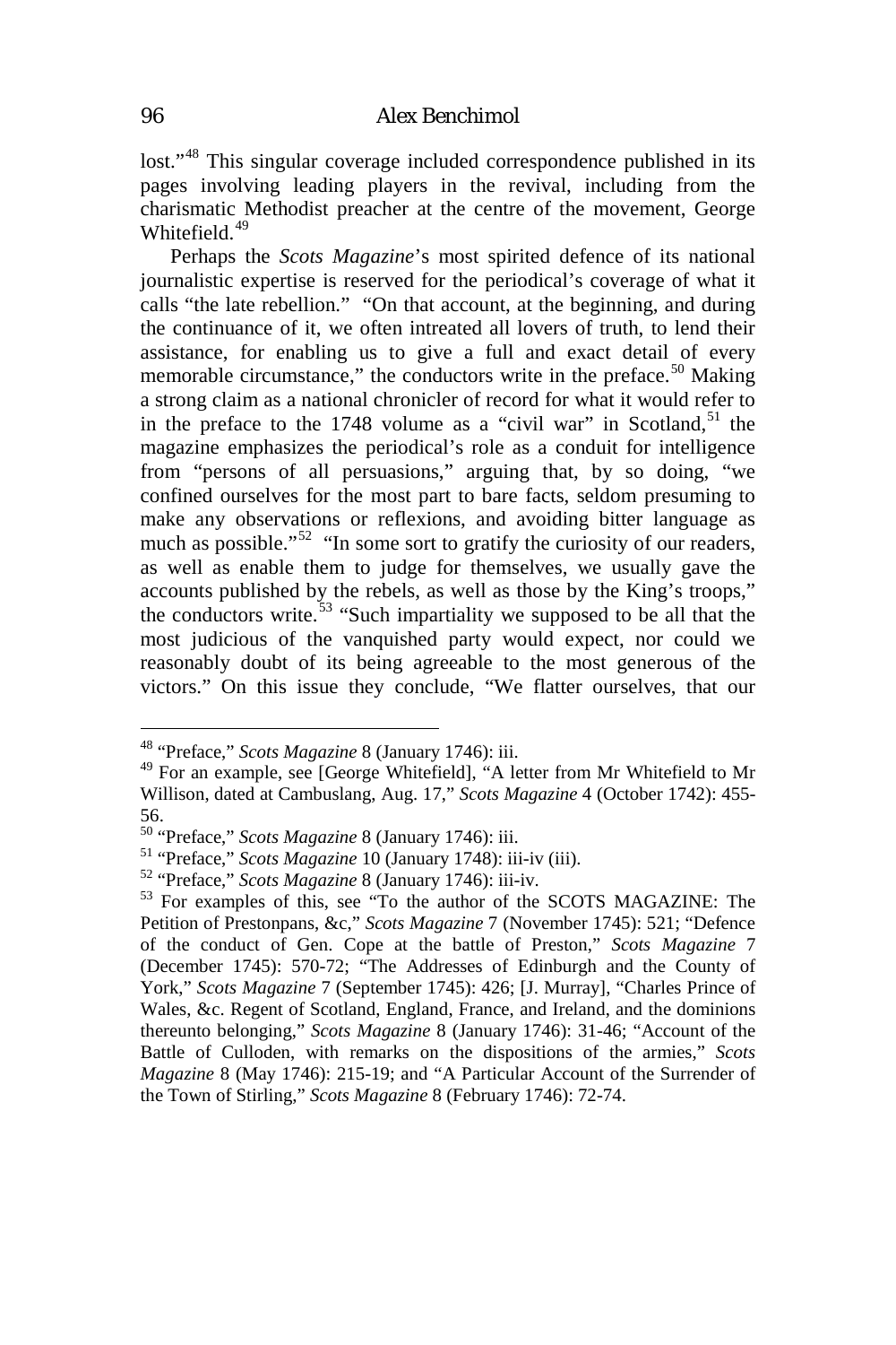lost."[48] This singular coverage included correspondence published in its pages involving leading players in the revival, including from the charismatic Methodist preacher at the centre of the movement, George Whitefield.[49]

Perhaps the *Scots Magazine*'s most spirited defence of its national journalistic expertise is reserved for the periodical's coverage of what it calls "the late rebellion." "On that account, at the beginning, and during the continuance of it, we often intreated all lovers of truth, to lend their assistance, for enabling us to give a full and exact detail of every memorable circumstance," the conductors write in the preface.[50] Making a strong claim as a national chronicler of record for what it would refer to in the preface to the 1748 volume as a "civil war" in Scotland,[51] the magazine emphasizes the periodical's role as a conduit for intelligence from "persons of all persuasions," arguing that, by so doing, "we confined ourselves for the most part to bare facts, seldom presuming to make any observations or reflexions, and avoiding bitter language as much as possible."[52] "In some sort to gratify the curiosity of our readers, as well as enable them to judge for themselves, we usually gave the accounts published by the rebels, as well as those by the King's troops," the conductors write.[53] "Such impartiality we supposed to be all that the most judicious of the vanquished party would expect, nor could we reasonably doubt of its being agreeable to the most generous of the victors." On this issue they conclude, "We flatter ourselves, that our

---

[48] "Preface," *Scots Magazine* 8 (January 1746): iii.

[49] For an example, see [George Whitefield], "A letter from Mr Whitefield to Mr Willison, dated at Cambuslang, Aug. 17," *Scots Magazine* 4 (October 1742): 455-56.

[50] "Preface," *Scots Magazine* 8 (January 1746): iii.

[51] "Preface," *Scots Magazine* 10 (January 1748): iii-iv (iii).

[52] "Preface," *Scots Magazine* 8 (January 1746): iii-iv.

[53] For examples of this, see "To the author of the SCOTS MAGAZINE: The Petition of Prestonpans, &c," *Scots Magazine* 7 (November 1745): 521; "Defence of the conduct of Gen. Cope at the battle of Preston," *Scots Magazine* 7 (December 1745): 570-72; "The Addresses of Edinburgh and the County of York," *Scots Magazine* 7 (September 1745): 426; [J. Murray], "Charles Prince of Wales, &c. Regent of Scotland, England, France, and Ireland, and the dominions thereunto belonging," *Scots Magazine* 8 (January 1746): 31-46; "Account of the Battle of Culloden, with remarks on the dispositions of the armies," *Scots Magazine* 8 (May 1746): 215-19; and "A Particular Account of the Surrender of the Town of Stirling," *Scots Magazine* 8 (February 1746): 72-74.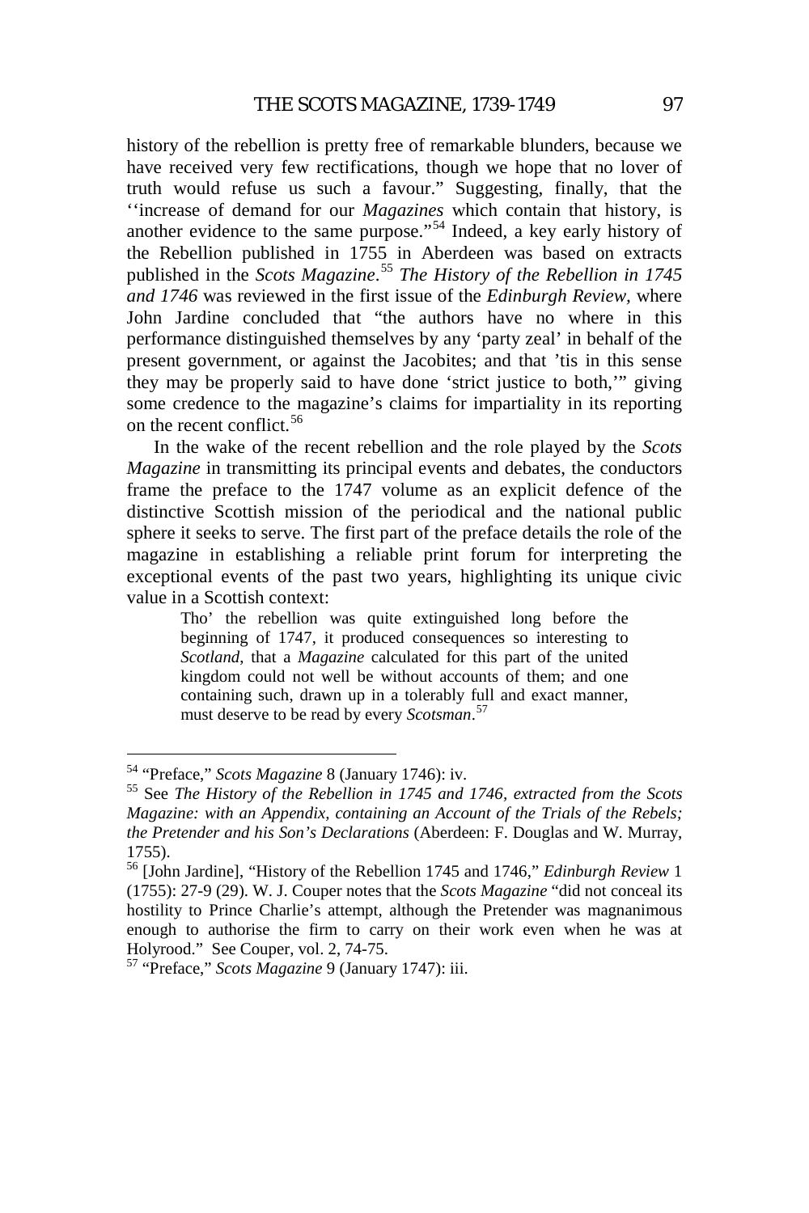history of the rebellion is pretty free of remarkable blunders, because we have received very few rectifications, though we hope that no lover of truth would refuse us such a favour." Suggesting, finally, that the ''increase of demand for our *Magazines* which contain that history, is another evidence to the same purpose."[54] Indeed, a key early history of the Rebellion published in 1755 in Aberdeen was based on extracts published in the *Scots Magazine*.[55] *The History of the Rebellion in 1745 and 1746* was reviewed in the first issue of the *Edinburgh Review*, where John Jardine concluded that "the authors have no where in this performance distinguished themselves by any 'party zeal' in behalf of the present government, or against the Jacobites; and that 'tis in this sense they may be properly said to have done 'strict justice to both,'" giving some credence to the magazine's claims for impartiality in its reporting on the recent conflict.[56]

In the wake of the recent rebellion and the role played by the *Scots Magazine* in transmitting its principal events and debates, the conductors frame the preface to the 1747 volume as an explicit defence of the distinctive Scottish mission of the periodical and the national public sphere it seeks to serve. The first part of the preface details the role of the magazine in establishing a reliable print forum for interpreting the exceptional events of the past two years, highlighting its unique civic value in a Scottish context:

> Tho' the rebellion was quite extinguished long before the beginning of 1747, it produced consequences so interesting to *Scotland*, that a *Magazine* calculated for this part of the united kingdom could not well be without accounts of them; and one containing such, drawn up in a tolerably full and exact manner, must deserve to be read by every *Scotsman*.[57]

---

[54] "Preface," *Scots Magazine* 8 (January 1746): iv.

[55] See *The History of the Rebellion in 1745 and 1746, extracted from the Scots Magazine: with an Appendix, containing an Account of the Trials of the Rebels; the Pretender and his Son's Declarations* (Aberdeen: F. Douglas and W. Murray, 1755).

[56] [John Jardine], "History of the Rebellion 1745 and 1746," *Edinburgh Review* 1 (1755): 27-9 (29). W. J. Couper notes that the *Scots Magazine* "did not conceal its hostility to Prince Charlie's attempt, although the Pretender was magnanimous enough to authorise the firm to carry on their work even when he was at Holyrood." See Couper, vol. 2, 74-75.

[57] "Preface," *Scots Magazine* 9 (January 1747): iii.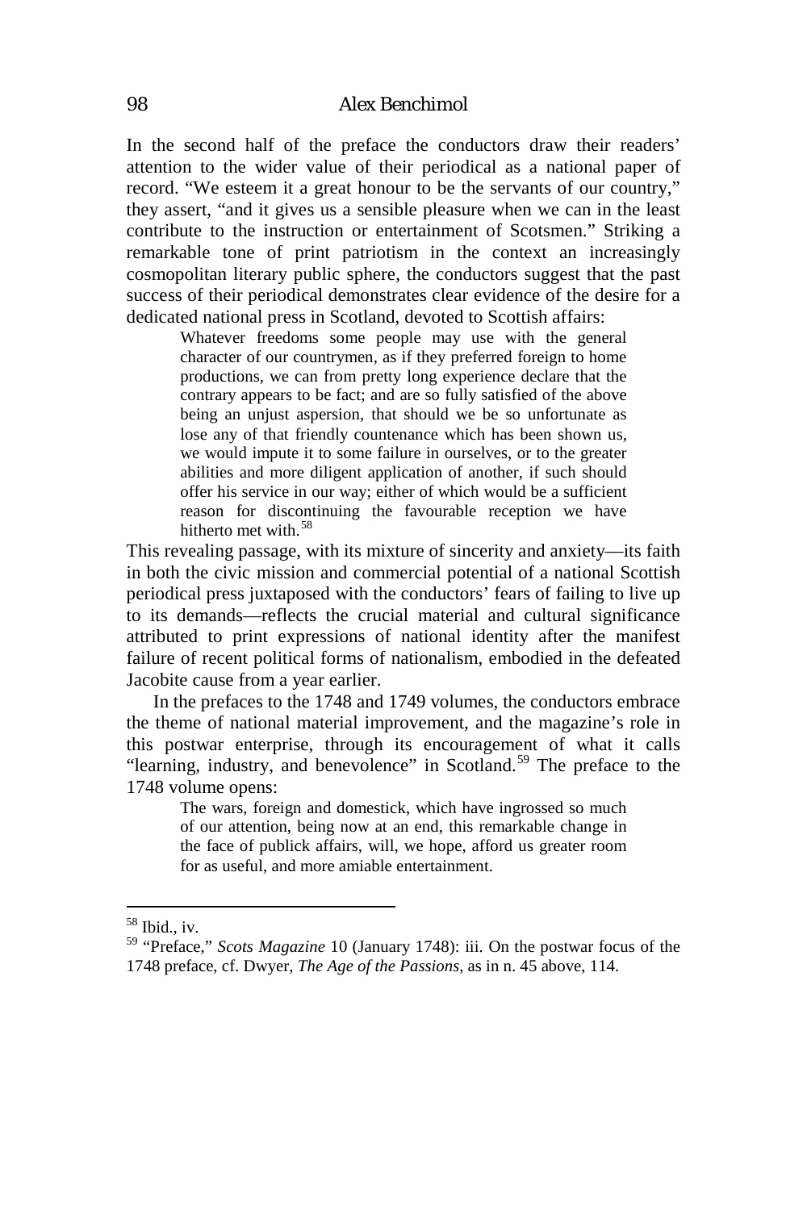In the second half of the preface the conductors draw their readers' attention to the wider value of their periodical as a national paper of record. "We esteem it a great honour to be the servants of our country," they assert, "and it gives us a sensible pleasure when we can in the least contribute to the instruction or entertainment of Scotsmen." Striking a remarkable tone of print patriotism in the context an increasingly cosmopolitan literary public sphere, the conductors suggest that the past success of their periodical demonstrates clear evidence of the desire for a dedicated national press in Scotland, devoted to Scottish affairs:

> Whatever freedoms some people may use with the general character of our countrymen, as if they preferred foreign to home productions, we can from pretty long experience declare that the contrary appears to be fact; and are so fully satisfied of the above being an unjust aspersion, that should we be so unfortunate as lose any of that friendly countenance which has been shown us, we would impute it to some failure in ourselves, or to the greater abilities and more diligent application of another, if such should offer his service in our way; either of which would be a sufficient reason for discontinuing the favourable reception we have hitherto met with.[58]

This revealing passage, with its mixture of sincerity and anxiety—its faith in both the civic mission and commercial potential of a national Scottish periodical press juxtaposed with the conductors' fears of failing to live up to its demands—reflects the crucial material and cultural significance attributed to print expressions of national identity after the manifest failure of recent political forms of nationalism, embodied in the defeated Jacobite cause from a year earlier.

In the prefaces to the 1748 and 1749 volumes, the conductors embrace the theme of national material improvement, and the magazine's role in this postwar enterprise, through its encouragement of what it calls "learning, industry, and benevolence" in Scotland.[59] The preface to the 1748 volume opens:

> The wars, foreign and domestick, which have ingrossed so much of our attention, being now at an end, this remarkable change in the face of publick affairs, will, we hope, afford us greater room for as useful, and more amiable entertainment.

---

[58] Ibid., iv.

[59] "Preface," *Scots Magazine* 10 (January 1748): iii. On the postwar focus of the 1748 preface, cf. Dwyer, *The Age of the Passions*, as in n. 45 above, 114.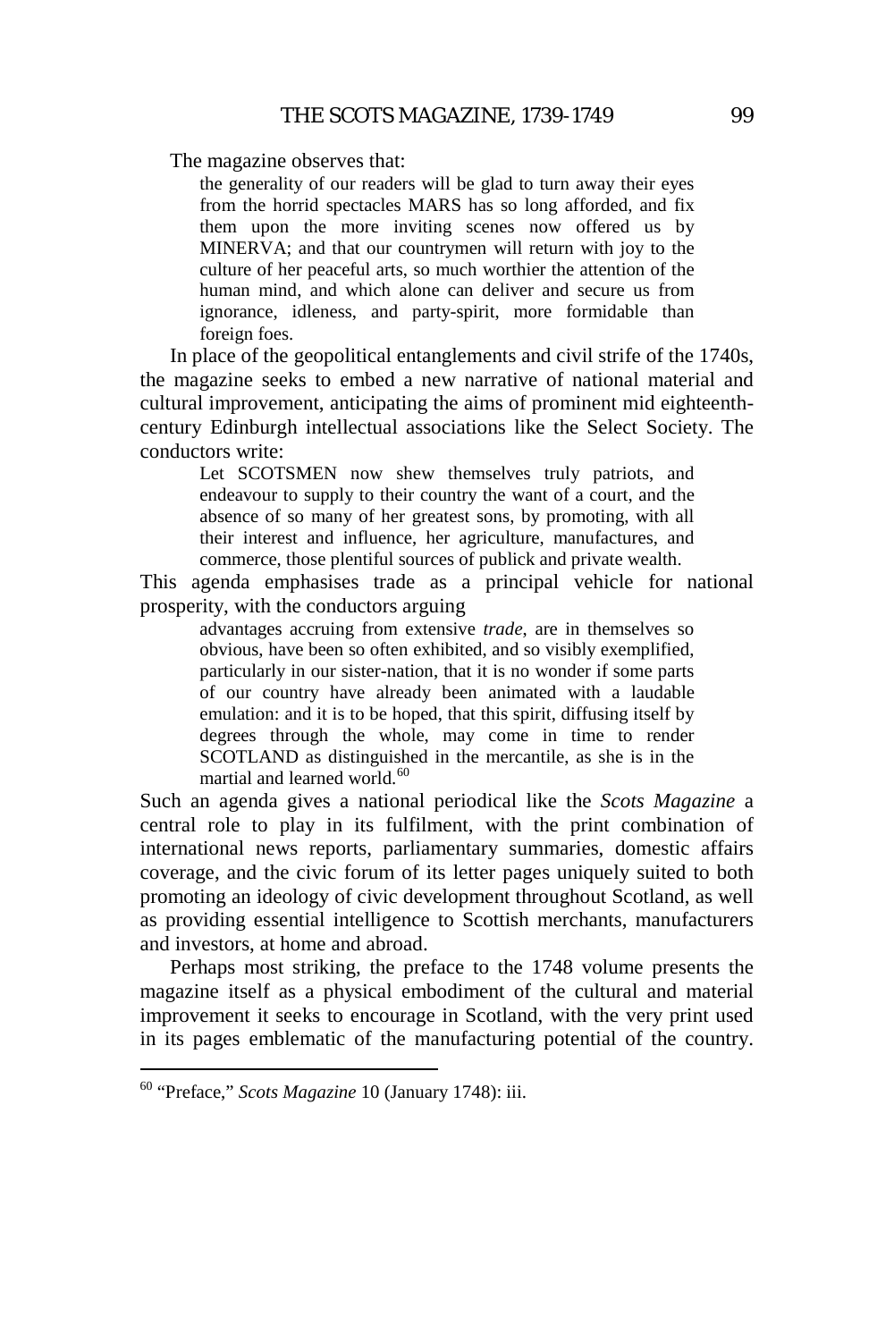The magazine observes that:

> the generality of our readers will be glad to turn away their eyes from the horrid spectacles MARS has so long afforded, and fix them upon the more inviting scenes now offered us by MINERVA; and that our countrymen will return with joy to the culture of her peaceful arts, so much worthier the attention of the human mind, and which alone can deliver and secure us from ignorance, idleness, and party-spirit, more formidable than foreign foes.

In place of the geopolitical entanglements and civil strife of the 1740s, the magazine seeks to embed a new narrative of national material and cultural improvement, anticipating the aims of prominent mid eighteenth-century Edinburgh intellectual associations like the Select Society. The conductors write:

> Let SCOTSMEN now shew themselves truly patriots, and endeavour to supply to their country the want of a court, and the absence of so many of her greatest sons, by promoting, with all their interest and influence, her agriculture, manufactures, and commerce, those plentiful sources of publick and private wealth.

This agenda emphasises trade as a principal vehicle for national prosperity, with the conductors arguing

> advantages accruing from extensive *trade*, are in themselves so obvious, have been so often exhibited, and so visibly exemplified, particularly in our sister-nation, that it is no wonder if some parts of our country have already been animated with a laudable emulation: and it is to be hoped, that this spirit, diffusing itself by degrees through the whole, may come in time to render SCOTLAND as distinguished in the mercantile, as she is in the martial and learned world.[60]

Such an agenda gives a national periodical like the *Scots Magazine* a central role to play in its fulfilment, with the print combination of international news reports, parliamentary summaries, domestic affairs coverage, and the civic forum of its letter pages uniquely suited to both promoting an ideology of civic development throughout Scotland, as well as providing essential intelligence to Scottish merchants, manufacturers and investors, at home and abroad.

Perhaps most striking, the preface to the 1748 volume presents the magazine itself as a physical embodiment of the cultural and material improvement it seeks to encourage in Scotland, with the very print used in its pages emblematic of the manufacturing potential of the country.

---

[60] "Preface," *Scots Magazine* 10 (January 1748): iii.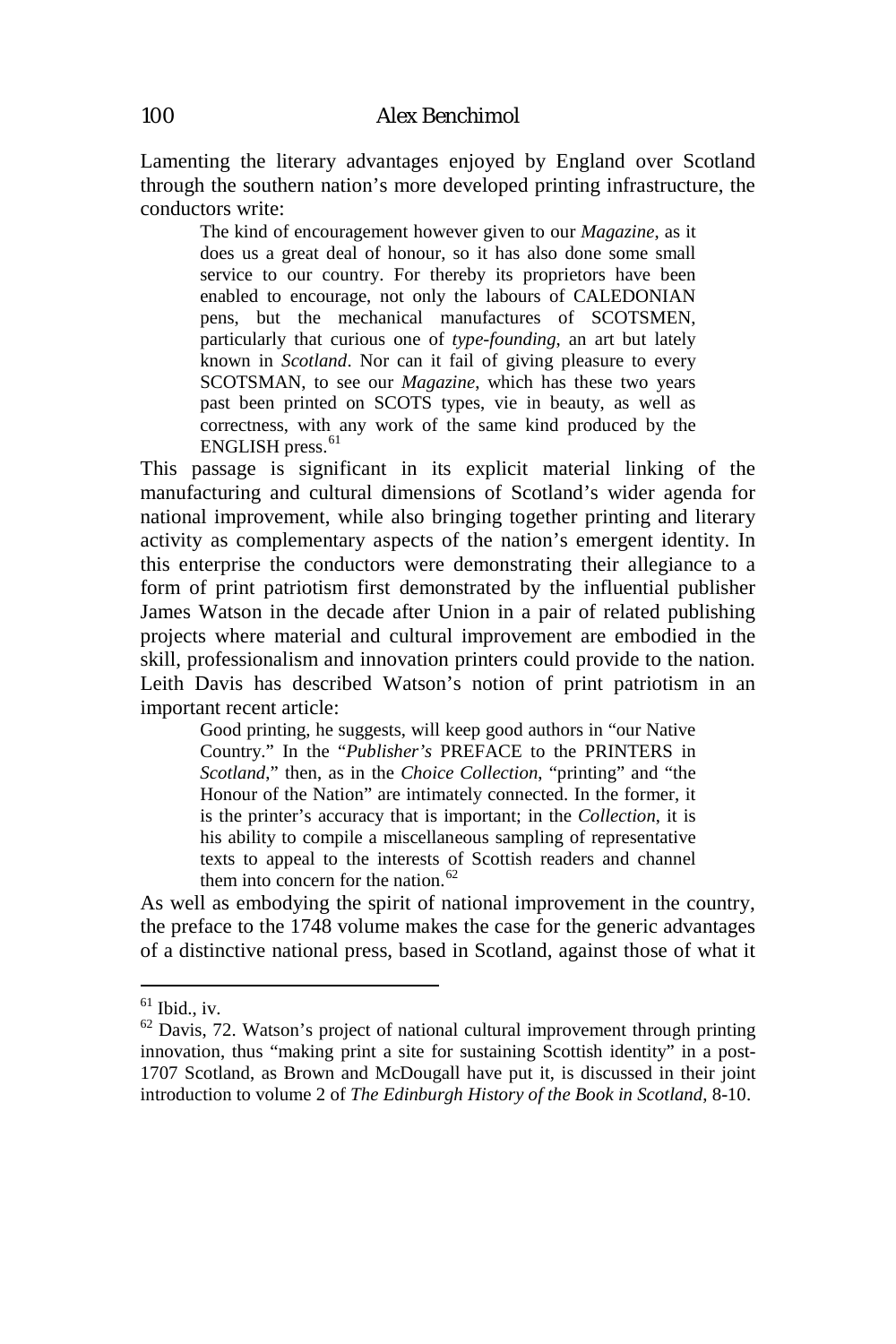Lamenting the literary advantages enjoyed by England over Scotland through the southern nation's more developed printing infrastructure, the conductors write:

> The kind of encouragement however given to our *Magazine*, as it does us a great deal of honour, so it has also done some small service to our country. For thereby its proprietors have been enabled to encourage, not only the labours of CALEDONIAN pens, but the mechanical manufactures of SCOTSMEN, particularly that curious one of *type-founding*, an art but lately known in *Scotland*. Nor can it fail of giving pleasure to every SCOTSMAN, to see our *Magazine*, which has these two years past been printed on SCOTS types, vie in beauty, as well as correctness, with any work of the same kind produced by the ENGLISH press.[61]

This passage is significant in its explicit material linking of the manufacturing and cultural dimensions of Scotland's wider agenda for national improvement, while also bringing together printing and literary activity as complementary aspects of the nation's emergent identity. In this enterprise the conductors were demonstrating their allegiance to a form of print patriotism first demonstrated by the influential publisher James Watson in the decade after Union in a pair of related publishing projects where material and cultural improvement are embodied in the skill, professionalism and innovation printers could provide to the nation. Leith Davis has described Watson's notion of print patriotism in an important recent article:

> Good printing, he suggests, will keep good authors in "our Native Country." In the "*Publisher's* PREFACE to the PRINTERS in *Scotland*," then, as in the *Choice Collection*, "printing" and "the Honour of the Nation" are intimately connected. In the former, it is the printer's accuracy that is important; in the *Collection*, it is his ability to compile a miscellaneous sampling of representative texts to appeal to the interests of Scottish readers and channel them into concern for the nation.[62]

As well as embodying the spirit of national improvement in the country, the preface to the 1748 volume makes the case for the generic advantages of a distinctive national press, based in Scotland, against those of what it

---

[61] Ibid., iv.

[62] Davis, 72. Watson's project of national cultural improvement through printing innovation, thus "making print a site for sustaining Scottish identity" in a post-1707 Scotland, as Brown and McDougall have put it, is discussed in their joint introduction to volume 2 of *The Edinburgh History of the Book in Scotland*, 8-10.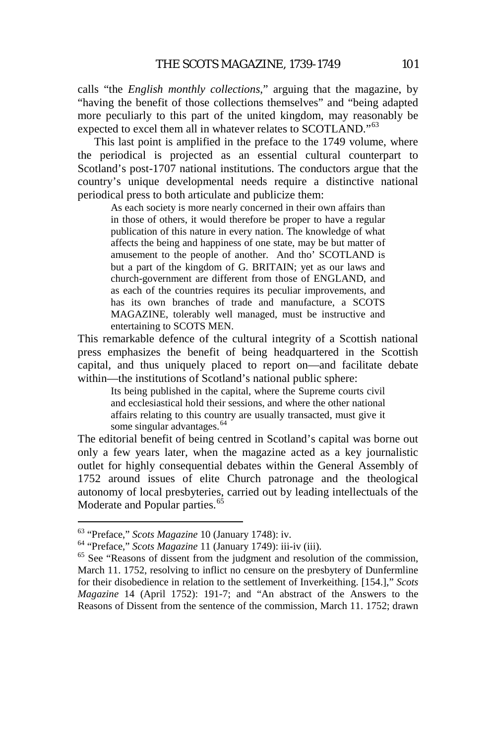calls "the *English monthly collections*," arguing that the magazine, by "having the benefit of those collections themselves" and "being adapted more peculiarly to this part of the united kingdom, may reasonably be expected to excel them all in whatever relates to SCOTLAND."[63]

This last point is amplified in the preface to the 1749 volume, where the periodical is projected as an essential cultural counterpart to Scotland's post-1707 national institutions. The conductors argue that the country's unique developmental needs require a distinctive national periodical press to both articulate and publicize them:

> As each society is more nearly concerned in their own affairs than in those of others, it would therefore be proper to have a regular publication of this nature in every nation. The knowledge of what affects the being and happiness of one state, may be but matter of amusement to the people of another. And tho' SCOTLAND is but a part of the kingdom of G. BRITAIN; yet as our laws and church-government are different from those of ENGLAND, and as each of the countries requires its peculiar improvements, and has its own branches of trade and manufacture, a SCOTS MAGAZINE, tolerably well managed, must be instructive and entertaining to SCOTS MEN.

This remarkable defence of the cultural integrity of a Scottish national press emphasizes the benefit of being headquartered in the Scottish capital, and thus uniquely placed to report on—and facilitate debate within—the institutions of Scotland's national public sphere:

> Its being published in the capital, where the Supreme courts civil and ecclesiastical hold their sessions, and where the other national affairs relating to this country are usually transacted, must give it some singular advantages.[64]

The editorial benefit of being centred in Scotland's capital was borne out only a few years later, when the magazine acted as a key journalistic outlet for highly consequential debates within the General Assembly of 1752 around issues of elite Church patronage and the theological autonomy of local presbyteries, carried out by leading intellectuals of the Moderate and Popular parties.[65]

---

[63] "Preface," *Scots Magazine* 10 (January 1748): iv.

[64] "Preface," *Scots Magazine* 11 (January 1749): iii-iv (iii).

[65] See "Reasons of dissent from the judgment and resolution of the commission, March 11. 1752, resolving to inflict no censure on the presbytery of Dunfermline for their disobedience in relation to the settlement of Inverkeithing. [154.]," *Scots Magazine* 14 (April 1752): 191-7; and "An abstract of the Answers to the Reasons of Dissent from the sentence of the commission, March 11. 1752; drawn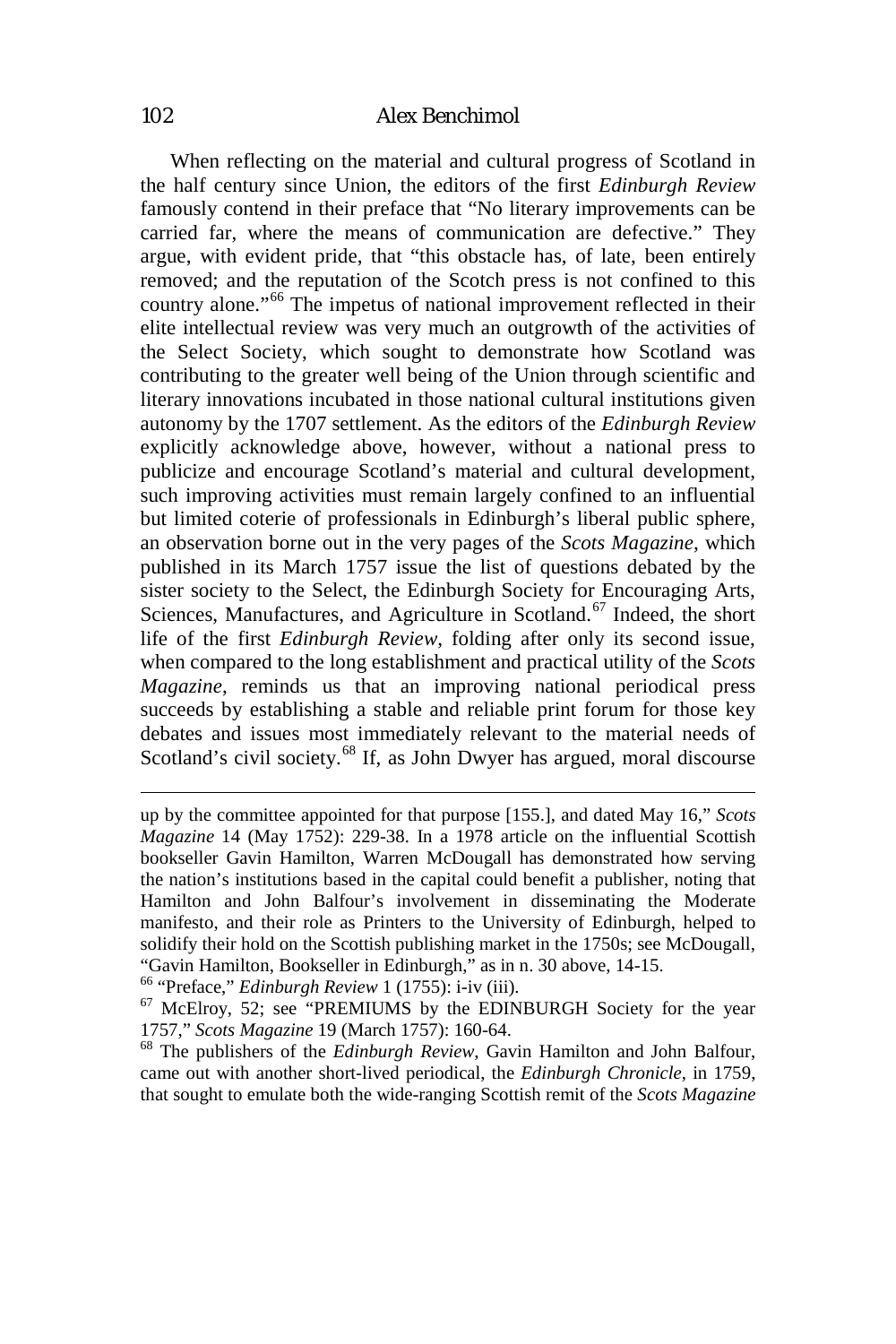When reflecting on the material and cultural progress of Scotland in the half century since Union, the editors of the first *Edinburgh Review* famously contend in their preface that "No literary improvements can be carried far, where the means of communication are defective." They argue, with evident pride, that "this obstacle has, of late, been entirely removed; and the reputation of the Scotch press is not confined to this country alone."[66] The impetus of national improvement reflected in their elite intellectual review was very much an outgrowth of the activities of the Select Society, which sought to demonstrate how Scotland was contributing to the greater well being of the Union through scientific and literary innovations incubated in those national cultural institutions given autonomy by the 1707 settlement. As the editors of the *Edinburgh Review* explicitly acknowledge above, however, without a national press to publicize and encourage Scotland's material and cultural development, such improving activities must remain largely confined to an influential but limited coterie of professionals in Edinburgh's liberal public sphere, an observation borne out in the very pages of the *Scots Magazine*, which published in its March 1757 issue the list of questions debated by the sister society to the Select, the Edinburgh Society for Encouraging Arts, Sciences, Manufactures, and Agriculture in Scotland.[67] Indeed, the short life of the first *Edinburgh Review*, folding after only its second issue, when compared to the long establishment and practical utility of the *Scots Magazine*, reminds us that an improving national periodical press succeeds by establishing a stable and reliable print forum for those key debates and issues most immediately relevant to the material needs of Scotland's civil society.[68] If, as John Dwyer has argued, moral discourse

---

up by the committee appointed for that purpose [155.], and dated May 16," *Scots Magazine* 14 (May 1752): 229-38. In a 1978 article on the influential Scottish bookseller Gavin Hamilton, Warren McDougall has demonstrated how serving the nation's institutions based in the capital could benefit a publisher, noting that Hamilton and John Balfour's involvement in disseminating the Moderate manifesto, and their role as Printers to the University of Edinburgh, helped to solidify their hold on the Scottish publishing market in the 1750s; see McDougall, "Gavin Hamilton, Bookseller in Edinburgh," as in n. 30 above, 14-15.

[66] "Preface," *Edinburgh Review* 1 (1755): i-iv (iii).

[67] McElroy, 52; see "PREMIUMS by the EDINBURGH Society for the year 1757," *Scots Magazine* 19 (March 1757): 160-64.

[68] The publishers of the *Edinburgh Review*, Gavin Hamilton and John Balfour, came out with another short-lived periodical, the *Edinburgh Chronicle*, in 1759, that sought to emulate both the wide-ranging Scottish remit of the *Scots Magazine*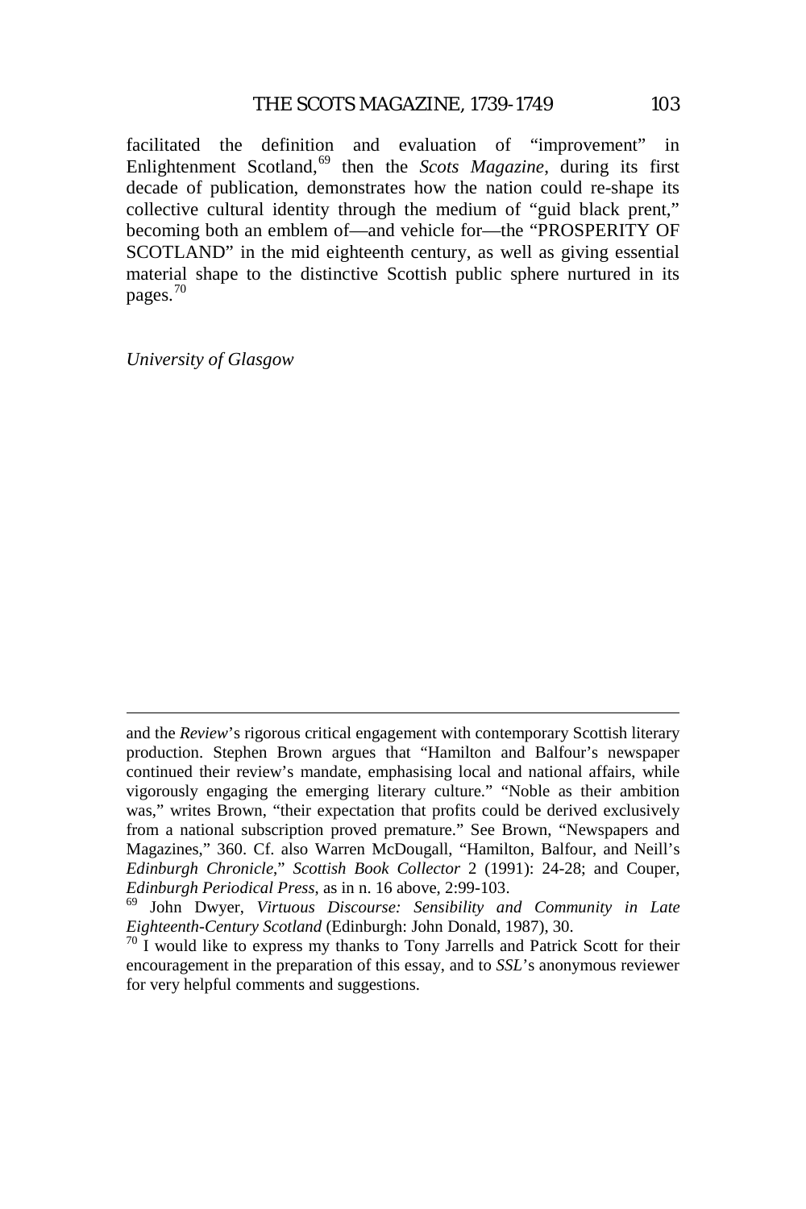facilitated the definition and evaluation of "improvement" in Enlightenment Scotland,[69] then the *Scots Magazine*, during its first decade of publication, demonstrates how the nation could re-shape its collective cultural identity through the medium of "guid black prent," becoming both an emblem of—and vehicle for—the "PROSPERITY OF SCOTLAND" in the mid eighteenth century, as well as giving essential material shape to the distinctive Scottish public sphere nurtured in its pages.[70]

*University of Glasgow*

---

and the *Review*'s rigorous critical engagement with contemporary Scottish literary production. Stephen Brown argues that "Hamilton and Balfour's newspaper continued their review's mandate, emphasising local and national affairs, while vigorously engaging the emerging literary culture." "Noble as their ambition was," writes Brown, "their expectation that profits could be derived exclusively from a national subscription proved premature." See Brown, "Newspapers and Magazines," 360. Cf. also Warren McDougall, "Hamilton, Balfour, and Neill's *Edinburgh Chronicle*," *Scottish Book Collector* 2 (1991): 24-28; and Couper, *Edinburgh Periodical Press*, as in n. 16 above, 2:99-103.

[69] John Dwyer, *Virtuous Discourse: Sensibility and Community in Late Eighteenth-Century Scotland* (Edinburgh: John Donald, 1987), 30.

[70] I would like to express my thanks to Tony Jarrells and Patrick Scott for their encouragement in the preparation of this essay, and to *SSL*'s anonymous reviewer for very helpful comments and suggestions.